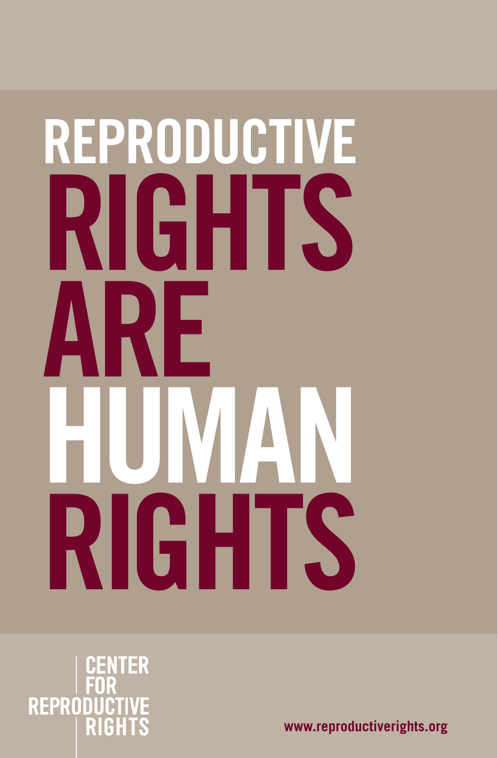# REPRODUCTIVE RIGHTS ARE HUMAN RIGHTS

CENTER FOR REPRODUCTIVE RIGHTS

www.reproductiverights.org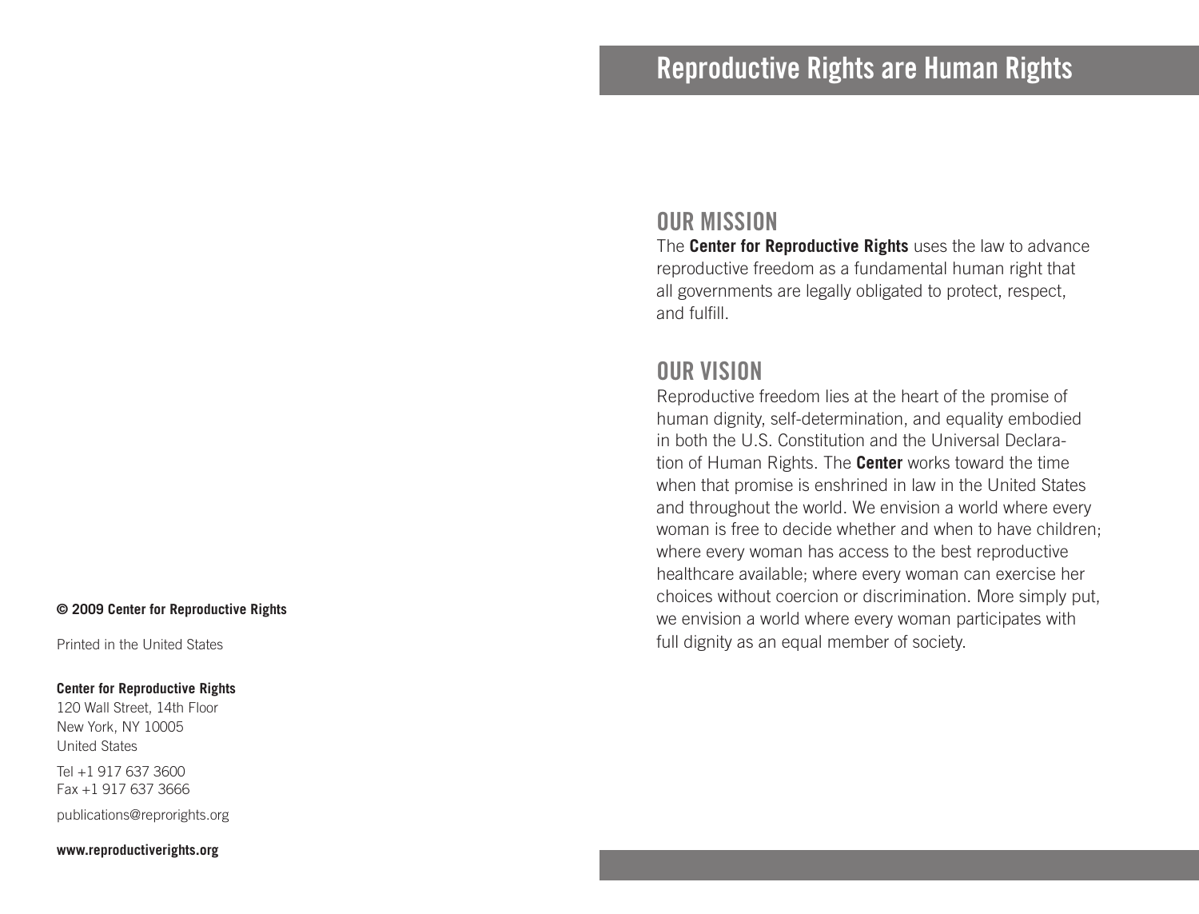© 2009 Center for Reproductive Rights

Printed in the United States

**Center for Reproductive Rights**
120 Wall Street, 14th Floor
New York, NY 10005
United States

Tel +1 917 637 3600
Fax +1 917 637 3666

publications@reprorights.org

**www.reproductiverights.org**

# Reproductive Rights are Human Rights

## OUR MISSION

The **Center for Reproductive Rights** uses the law to advance reproductive freedom as a fundamental human right that all governments are legally obligated to protect, respect, and fulfill.

## OUR VISION

Reproductive freedom lies at the heart of the promise of human dignity, self-determination, and equality embodied in both the U.S. Constitution and the Universal Declaration of Human Rights. The **Center** works toward the time when that promise is enshrined in law in the United States and throughout the world. We envision a world where every woman is free to decide whether and when to have children; where every woman has access to the best reproductive healthcare available; where every woman can exercise her choices without coercion or discrimination. More simply put, we envision a world where every woman participates with full dignity as an equal member of society.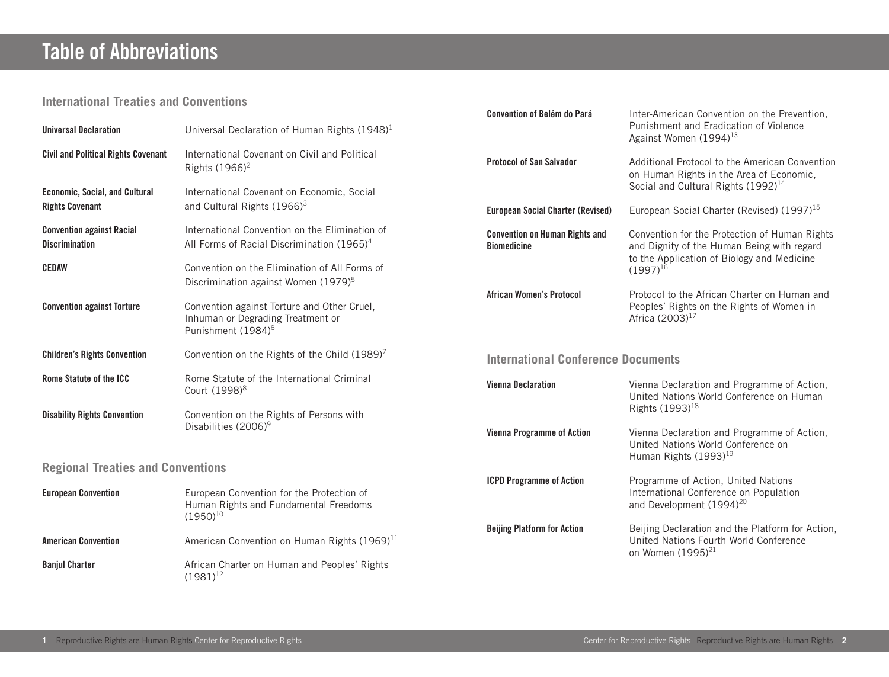# Table of Abbreviations

## International Treaties and Conventions

| Abbreviation | Full Name |
|---|---|
| **Universal Declaration** | Universal Declaration of Human Rights (1948)[1] |
| **Civil and Political Rights Covenant** | International Covenant on Civil and Political Rights (1966)[2] |
| **Economic, Social, and Cultural Rights Covenant** | International Covenant on Economic, Social and Cultural Rights (1966)[3] |
| **Convention against Racial Discrimination** | International Convention on the Elimination of All Forms of Racial Discrimination (1965)[4] |
| **CEDAW** | Convention on the Elimination of All Forms of Discrimination against Women (1979)[5] |
| **Convention against Torture** | Convention against Torture and Other Cruel, Inhuman or Degrading Treatment or Punishment (1984)[6] |
| **Children's Rights Convention** | Convention on the Rights of the Child (1989)[7] |
| **Rome Statute of the ICC** | Rome Statute of the International Criminal Court (1998)[8] |
| **Disability Rights Convention** | Convention on the Rights of Persons with Disabilities (2006)[9] |

## Regional Treaties and Conventions

| Abbreviation | Full Name |
|---|---|
| **European Convention** | European Convention for the Protection of Human Rights and Fundamental Freedoms (1950)[10] |
| **American Convention** | American Convention on Human Rights (1969)[11] |
| **Banjul Charter** | African Charter on Human and Peoples' Rights (1981)[12] |
| **Convention of Belém do Pará** | Inter-American Convention on the Prevention, Punishment and Eradication of Violence Against Women (1994)[13] |
| **Protocol of San Salvador** | Additional Protocol to the American Convention on Human Rights in the Area of Economic, Social and Cultural Rights (1992)[14] |
| **European Social Charter (Revised)** | European Social Charter (Revised) (1997)[15] |
| **Convention on Human Rights and Biomedicine** | Convention for the Protection of Human Rights and Dignity of the Human Being with regard to the Application of Biology and Medicine (1997)[16] |
| **African Women's Protocol** | Protocol to the African Charter on Human and Peoples' Rights on the Rights of Women in Africa (2003)[17] |

## International Conference Documents

| Abbreviation | Full Name |
|---|---|
| **Vienna Declaration** | Vienna Declaration and Programme of Action, United Nations World Conference on Human Rights (1993)[18] |
| **Vienna Programme of Action** | Vienna Declaration and Programme of Action, United Nations World Conference on Human Rights (1993)[19] |
| **ICPD Programme of Action** | Programme of Action, United Nations International Conference on Population and Development (1994)[20] |
| **Beijing Platform for Action** | Beijing Declaration and the Platform for Action, United Nations Fourth World Conference on Women (1995)[21] |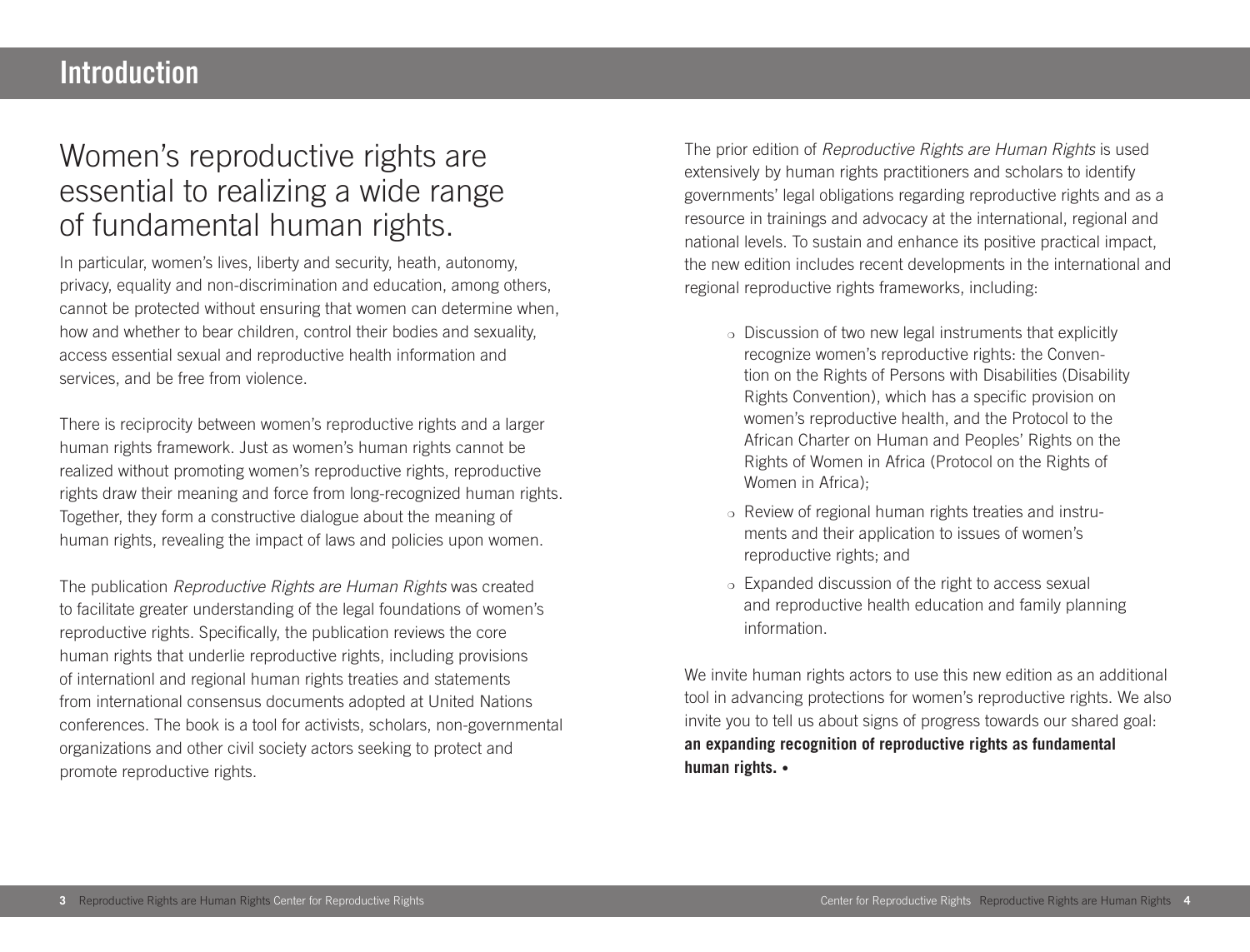# Introduction

## Women's reproductive rights are essential to realizing a wide range of fundamental human rights.

In particular, women's lives, liberty and security, heath, autonomy, privacy, equality and non-discrimination and education, among others, cannot be protected without ensuring that women can determine when, how and whether to bear children, control their bodies and sexuality, access essential sexual and reproductive health information and services, and be free from violence.

There is reciprocity between women's reproductive rights and a larger human rights framework. Just as women's human rights cannot be realized without promoting women's reproductive rights, reproductive rights draw their meaning and force from long-recognized human rights. Together, they form a constructive dialogue about the meaning of human rights, revealing the impact of laws and policies upon women.

The publication *Reproductive Rights are Human Rights* was created to facilitate greater understanding of the legal foundations of women's reproductive rights. Specifically, the publication reviews the core human rights that underlie reproductive rights, including provisions of internationl and regional human rights treaties and statements from international consensus documents adopted at United Nations conferences. The book is a tool for activists, scholars, non-governmental organizations and other civil society actors seeking to protect and promote reproductive rights.

The prior edition of *Reproductive Rights are Human Rights* is used extensively by human rights practitioners and scholars to identify governments' legal obligations regarding reproductive rights and as a resource in trainings and advocacy at the international, regional and national levels. To sustain and enhance its positive practical impact, the new edition includes recent developments in the international and regional reproductive rights frameworks, including:

- Discussion of two new legal instruments that explicitly recognize women's reproductive rights: the Convention on the Rights of Persons with Disabilities (Disability Rights Convention), which has a specific provision on women's reproductive health, and the Protocol to the African Charter on Human and Peoples' Rights on the Rights of Women in Africa (Protocol on the Rights of Women in Africa);
- Review of regional human rights treaties and instruments and their application to issues of women's reproductive rights; and
- Expanded discussion of the right to access sexual and reproductive health education and family planning information.

We invite human rights actors to use this new edition as an additional tool in advancing protections for women's reproductive rights. We also invite you to tell us about signs of progress towards our shared goal: **an expanding recognition of reproductive rights as fundamental human rights. •**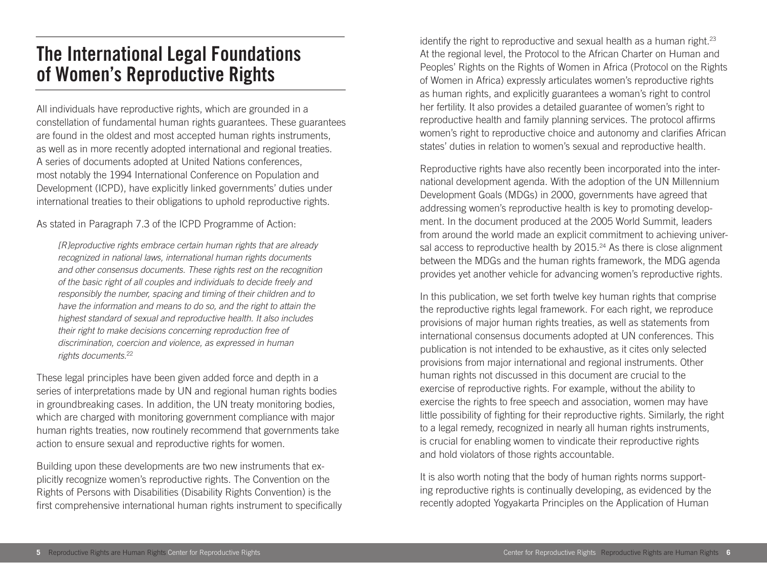# The International Legal Foundations of Women's Reproductive Rights

All individuals have reproductive rights, which are grounded in a constellation of fundamental human rights guarantees. These guarantees are found in the oldest and most accepted human rights instruments, as well as in more recently adopted international and regional treaties. A series of documents adopted at United Nations conferences, most notably the 1994 International Conference on Population and Development (ICPD), have explicitly linked governments' duties under international treaties to their obligations to uphold reproductive rights.

As stated in Paragraph 7.3 of the ICPD Programme of Action:

> *[R]eproductive rights embrace certain human rights that are already recognized in national laws, international human rights documents and other consensus documents. These rights rest on the recognition of the basic right of all couples and individuals to decide freely and responsibly the number, spacing and timing of their children and to have the information and means to do so, and the right to attain the highest standard of sexual and reproductive health. It also includes their right to make decisions concerning reproduction free of discrimination, coercion and violence, as expressed in human rights documents.*[22]

These legal principles have been given added force and depth in a series of interpretations made by UN and regional human rights bodies in groundbreaking cases. In addition, the UN treaty monitoring bodies, which are charged with monitoring government compliance with major human rights treaties, now routinely recommend that governments take action to ensure sexual and reproductive rights for women.

Building upon these developments are two new instruments that explicitly recognize women's reproductive rights. The Convention on the Rights of Persons with Disabilities (Disability Rights Convention) is the first comprehensive international human rights instrument to specifically identify the right to reproductive and sexual health as a human right.[23] At the regional level, the Protocol to the African Charter on Human and Peoples' Rights on the Rights of Women in Africa (Protocol on the Rights of Women in Africa) expressly articulates women's reproductive rights as human rights, and explicitly guarantees a woman's right to control her fertility. It also provides a detailed guarantee of women's right to reproductive health and family planning services. The protocol affirms women's right to reproductive choice and autonomy and clarifies African states' duties in relation to women's sexual and reproductive health.

Reproductive rights have also recently been incorporated into the international development agenda. With the adoption of the UN Millennium Development Goals (MDGs) in 2000, governments have agreed that addressing women's reproductive health is key to promoting development. In the document produced at the 2005 World Summit, leaders from around the world made an explicit commitment to achieving universal access to reproductive health by 2015.[24] As there is close alignment between the MDGs and the human rights framework, the MDG agenda provides yet another vehicle for advancing women's reproductive rights.

In this publication, we set forth twelve key human rights that comprise the reproductive rights legal framework. For each right, we reproduce provisions of major human rights treaties, as well as statements from international consensus documents adopted at UN conferences. This publication is not intended to be exhaustive, as it cites only selected provisions from major international and regional instruments. Other human rights not discussed in this document are crucial to the exercise of reproductive rights. For example, without the ability to exercise the rights to free speech and association, women may have little possibility of fighting for their reproductive rights. Similarly, the right to a legal remedy, recognized in nearly all human rights instruments, is crucial for enabling women to vindicate their reproductive rights and hold violators of those rights accountable.

It is also worth noting that the body of human rights norms supporting reproductive rights is continually developing, as evidenced by the recently adopted Yogyakarta Principles on the Application of Human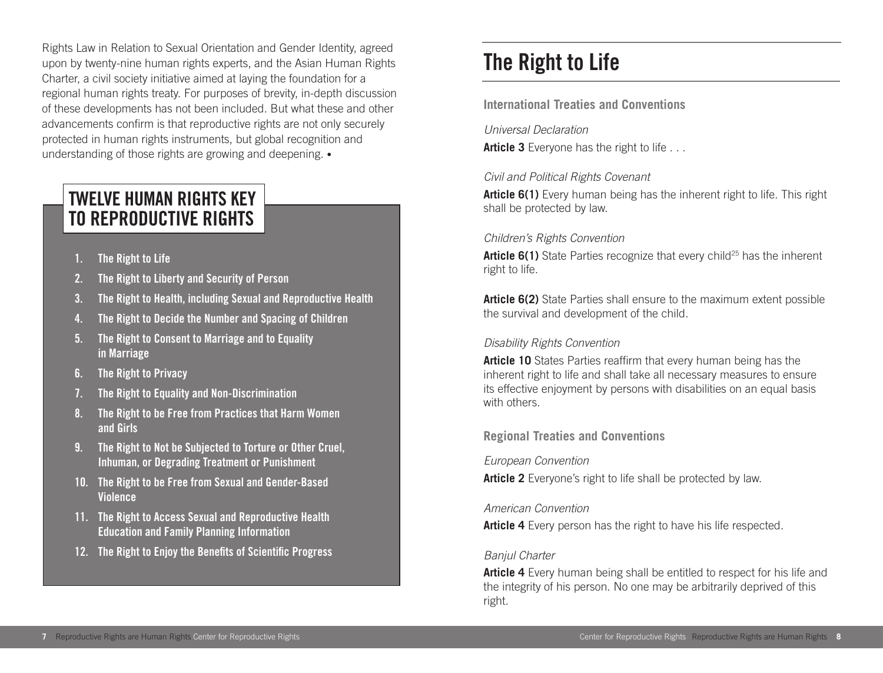Rights Law in Relation to Sexual Orientation and Gender Identity, agreed upon by twenty-nine human rights experts, and the Asian Human Rights Charter, a civil society initiative aimed at laying the foundation for a regional human rights treaty. For purposes of brevity, in-depth discussion of these developments has not been included. But what these and other advancements confirm is that reproductive rights are not only securely protected in human rights instruments, but global recognition and understanding of those rights are growing and deepening. •

## TWELVE HUMAN RIGHTS KEY TO REPRODUCTIVE RIGHTS

1. **The Right to Life**
2. **The Right to Liberty and Security of Person**
3. **The Right to Health, including Sexual and Reproductive Health**
4. **The Right to Decide the Number and Spacing of Children**
5. **The Right to Consent to Marriage and to Equality in Marriage**
6. **The Right to Privacy**
7. **The Right to Equality and Non-Discrimination**
8. **The Right to be Free from Practices that Harm Women and Girls**
9. **The Right to Not be Subjected to Torture or Other Cruel, Inhuman, or Degrading Treatment or Punishment**
10. **The Right to be Free from Sexual and Gender-Based Violence**
11. **The Right to Access Sexual and Reproductive Health Education and Family Planning Information**
12. **The Right to Enjoy the Benefits of Scientific Progress**

# The Right to Life

### International Treaties and Conventions

*Universal Declaration*

**Article 3** Everyone has the right to life . . .

*Civil and Political Rights Covenant*

**Article 6(1)** Every human being has the inherent right to life. This right shall be protected by law.

*Children's Rights Convention*

**Article 6(1)** State Parties recognize that every child[25] has the inherent right to life.

**Article 6(2)** State Parties shall ensure to the maximum extent possible the survival and development of the child.

*Disability Rights Convention*

**Article 10** States Parties reaffirm that every human being has the inherent right to life and shall take all necessary measures to ensure its effective enjoyment by persons with disabilities on an equal basis with others.

### Regional Treaties and Conventions

*European Convention*

**Article 2** Everyone's right to life shall be protected by law.

*American Convention*

**Article 4** Every person has the right to have his life respected.

*Banjul Charter*

**Article 4** Every human being shall be entitled to respect for his life and the integrity of his person. No one may be arbitrarily deprived of this right.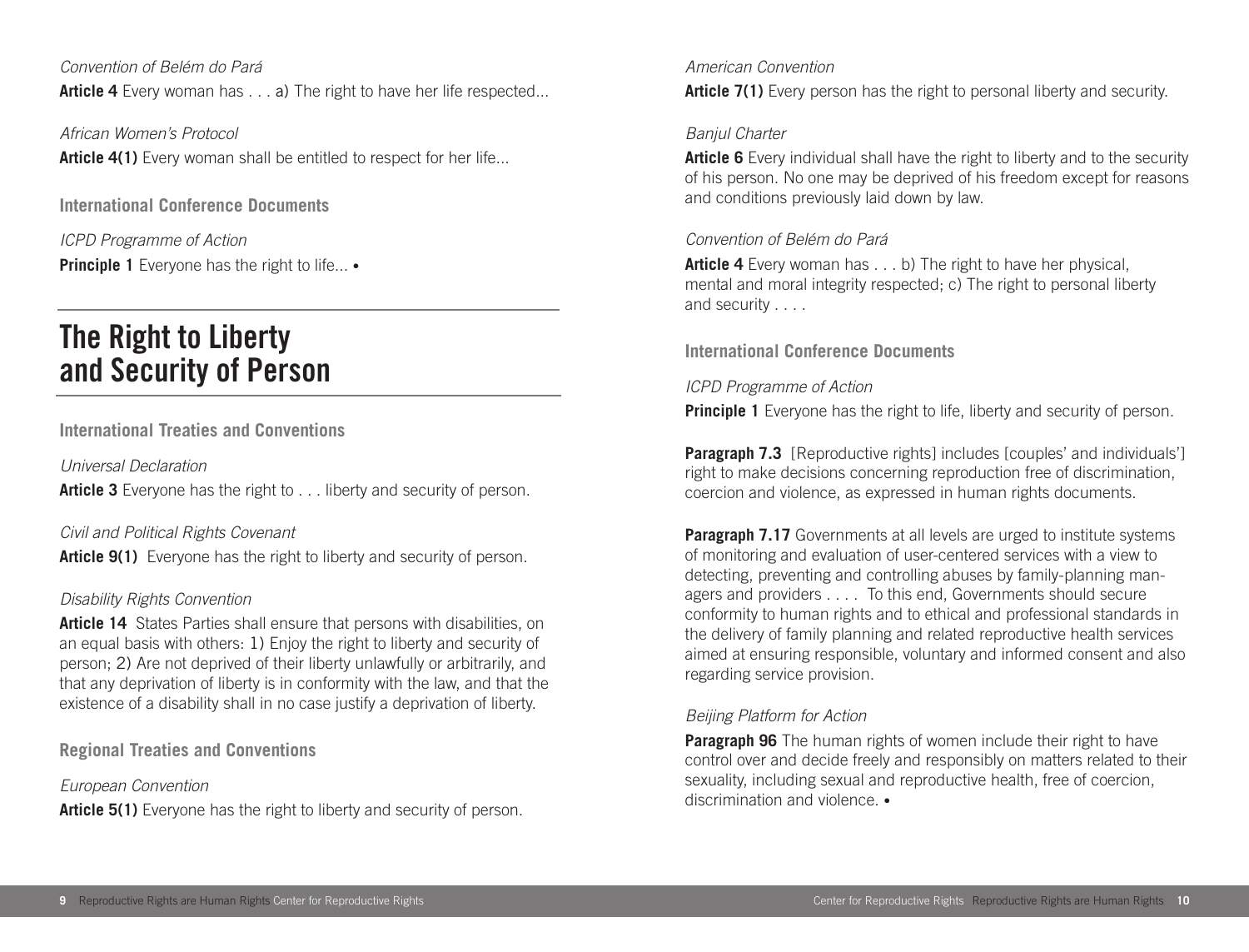*Convention of Belém do Pará*

**Article 4** Every woman has . . . a) The right to have her life respected...

*African Women's Protocol*

**Article 4(1)** Every woman shall be entitled to respect for her life...

### International Conference Documents

*ICPD Programme of Action*

**Principle 1** Everyone has the right to life... •

## The Right to Liberty and Security of Person

### International Treaties and Conventions

*Universal Declaration*

**Article 3** Everyone has the right to . . . liberty and security of person.

*Civil and Political Rights Covenant*

**Article 9(1)** Everyone has the right to liberty and security of person.

*Disability Rights Convention*

**Article 14** States Parties shall ensure that persons with disabilities, on an equal basis with others: 1) Enjoy the right to liberty and security of person; 2) Are not deprived of their liberty unlawfully or arbitrarily, and that any deprivation of liberty is in conformity with the law, and that the existence of a disability shall in no case justify a deprivation of liberty.

### Regional Treaties and Conventions

*European Convention*

**Article 5(1)** Everyone has the right to liberty and security of person.

*American Convention*

**Article 7(1)** Every person has the right to personal liberty and security.

*Banjul Charter*

**Article 6** Every individual shall have the right to liberty and to the security of his person. No one may be deprived of his freedom except for reasons and conditions previously laid down by law.

*Convention of Belém do Pará*

**Article 4** Every woman has . . . b) The right to have her physical, mental and moral integrity respected; c) The right to personal liberty and security . . . .

### International Conference Documents

*ICPD Programme of Action*

**Principle 1** Everyone has the right to life, liberty and security of person.

**Paragraph 7.3** [Reproductive rights] includes [couples' and individuals'] right to make decisions concerning reproduction free of discrimination, coercion and violence, as expressed in human rights documents.

**Paragraph 7.17** Governments at all levels are urged to institute systems of monitoring and evaluation of user-centered services with a view to detecting, preventing and controlling abuses by family-planning managers and providers . . . . To this end, Governments should secure conformity to human rights and to ethical and professional standards in the delivery of family planning and related reproductive health services aimed at ensuring responsible, voluntary and informed consent and also regarding service provision.

*Beijing Platform for Action*

**Paragraph 96** The human rights of women include their right to have control over and decide freely and responsibly on matters related to their sexuality, including sexual and reproductive health, free of coercion, discrimination and violence. •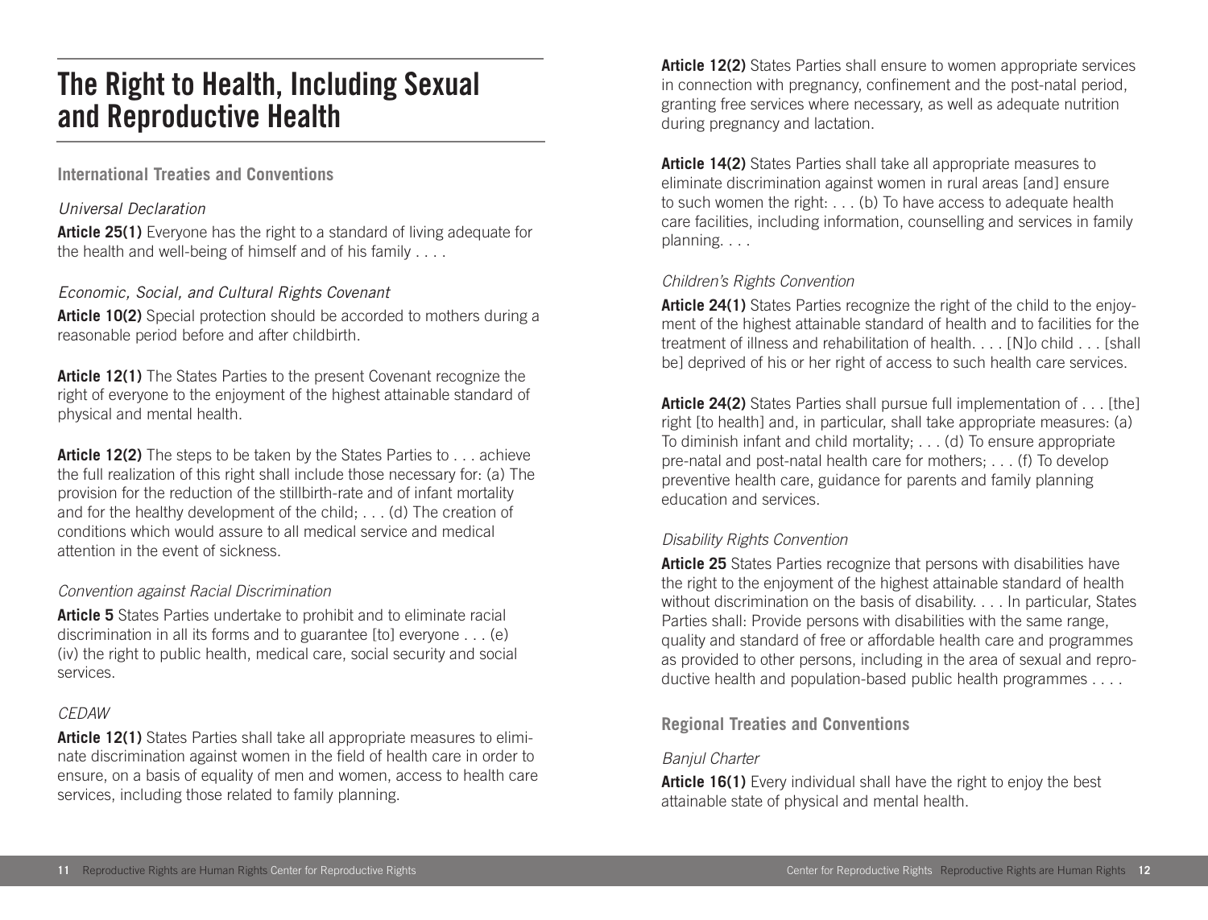# The Right to Health, Including Sexual and Reproductive Health

## International Treaties and Conventions

*Universal Declaration*

**Article 25(1)** Everyone has the right to a standard of living adequate for the health and well-being of himself and of his family . . . .

*Economic, Social, and Cultural Rights Covenant*

**Article 10(2)** Special protection should be accorded to mothers during a reasonable period before and after childbirth.

**Article 12(1)** The States Parties to the present Covenant recognize the right of everyone to the enjoyment of the highest attainable standard of physical and mental health.

**Article 12(2)** The steps to be taken by the States Parties to . . . achieve the full realization of this right shall include those necessary for: (a) The provision for the reduction of the stillbirth-rate and of infant mortality and for the healthy development of the child; . . . (d) The creation of conditions which would assure to all medical service and medical attention in the event of sickness.

*Convention against Racial Discrimination*

**Article 5** States Parties undertake to prohibit and to eliminate racial discrimination in all its forms and to guarantee [to] everyone . . . (e) (iv) the right to public health, medical care, social security and social services.

*CEDAW*

**Article 12(1)** States Parties shall take all appropriate measures to eliminate discrimination against women in the field of health care in order to ensure, on a basis of equality of men and women, access to health care services, including those related to family planning.

**Article 12(2)** States Parties shall ensure to women appropriate services in connection with pregnancy, confinement and the post-natal period, granting free services where necessary, as well as adequate nutrition during pregnancy and lactation.

**Article 14(2)** States Parties shall take all appropriate measures to eliminate discrimination against women in rural areas [and] ensure to such women the right: . . . (b) To have access to adequate health care facilities, including information, counselling and services in family planning. . . .

*Children's Rights Convention*

**Article 24(1)** States Parties recognize the right of the child to the enjoyment of the highest attainable standard of health and to facilities for the treatment of illness and rehabilitation of health. . . . [N]o child . . . [shall be] deprived of his or her right of access to such health care services.

**Article 24(2)** States Parties shall pursue full implementation of . . . [the] right [to health] and, in particular, shall take appropriate measures: (a) To diminish infant and child mortality; . . . (d) To ensure appropriate pre-natal and post-natal health care for mothers; . . . (f) To develop preventive health care, guidance for parents and family planning education and services.

*Disability Rights Convention*

**Article 25** States Parties recognize that persons with disabilities have the right to the enjoyment of the highest attainable standard of health without discrimination on the basis of disability. . . . In particular, States Parties shall: Provide persons with disabilities with the same range, quality and standard of free or affordable health care and programmes as provided to other persons, including in the area of sexual and reproductive health and population-based public health programmes . . . .

## Regional Treaties and Conventions

*Banjul Charter*

**Article 16(1)** Every individual shall have the right to enjoy the best attainable state of physical and mental health.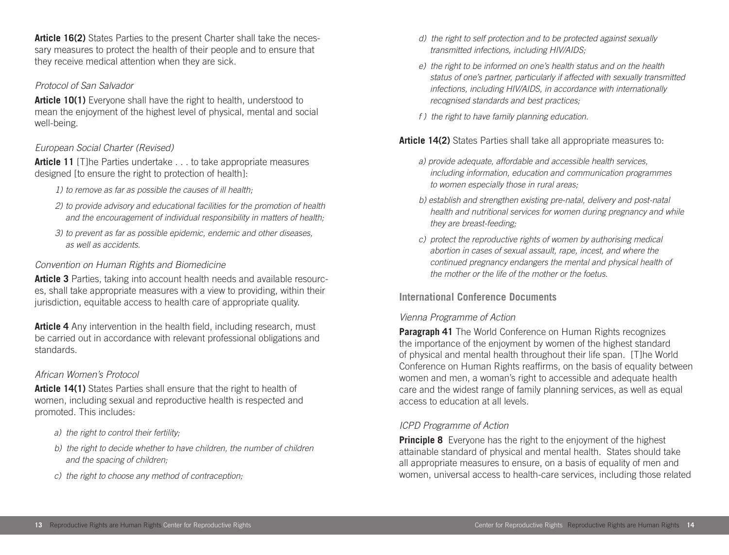**Article 16(2)** States Parties to the present Charter shall take the necessary measures to protect the health of their people and to ensure that they receive medical attention when they are sick.

*Protocol of San Salvador*

**Article 10(1)** Everyone shall have the right to health, understood to mean the enjoyment of the highest level of physical, mental and social well-being.

*European Social Charter (Revised)*

**Article 11** [T]he Parties undertake . . . to take appropriate measures designed [to ensure the right to protection of health]:

*1) to remove as far as possible the causes of ill health;*

*2) to provide advisory and educational facilities for the promotion of health and the encouragement of individual responsibility in matters of health;*

*3) to prevent as far as possible epidemic, endemic and other diseases, as well as accidents.*

*Convention on Human Rights and Biomedicine*

**Article 3** Parties, taking into account health needs and available resources, shall take appropriate measures with a view to providing, within their jurisdiction, equitable access to health care of appropriate quality.

**Article 4** Any intervention in the health field, including research, must be carried out in accordance with relevant professional obligations and standards.

*African Women's Protocol*

**Article 14(1)** States Parties shall ensure that the right to health of women, including sexual and reproductive health is respected and promoted. This includes:

*a) the right to control their fertility;*

*b) the right to decide whether to have children, the number of children and the spacing of children;*

*c) the right to choose any method of contraception;*

*d) the right to self protection and to be protected against sexually transmitted infections, including HIV/AIDS;*

*e) the right to be informed on one's health status and on the health status of one's partner, particularly if affected with sexually transmitted infections, including HIV/AIDS, in accordance with internationally recognised standards and best practices;*

*f ) the right to have family planning education.*

**Article 14(2)** States Parties shall take all appropriate measures to:

*a) provide adequate, affordable and accessible health services, including information, education and communication programmes to women especially those in rural areas;*

*b) establish and strengthen existing pre-natal, delivery and post-natal health and nutritional services for women during pregnancy and while they are breast-feeding;*

*c) protect the reproductive rights of women by authorising medical abortion in cases of sexual assault, rape, incest, and where the continued pregnancy endangers the mental and physical health of the mother or the life of the mother or the foetus.*

## International Conference Documents

*Vienna Programme of Action*

**Paragraph 41** The World Conference on Human Rights recognizes the importance of the enjoyment by women of the highest standard of physical and mental health throughout their life span. [T]he World Conference on Human Rights reaffirms, on the basis of equality between women and men, a woman's right to accessible and adequate health care and the widest range of family planning services, as well as equal access to education at all levels.

*ICPD Programme of Action*

**Principle 8** Everyone has the right to the enjoyment of the highest attainable standard of physical and mental health. States should take all appropriate measures to ensure, on a basis of equality of men and women, universal access to health-care services, including those related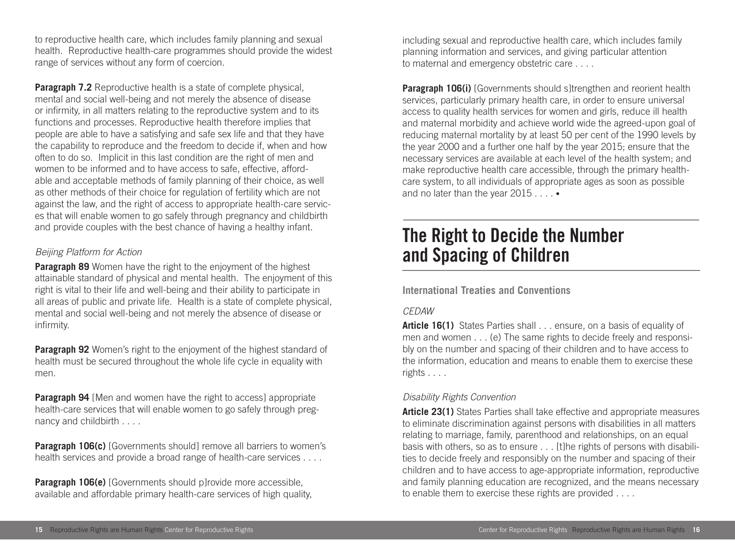to reproductive health care, which includes family planning and sexual health. Reproductive health-care programmes should provide the widest range of services without any form of coercion.

**Paragraph 7.2** Reproductive health is a state of complete physical, mental and social well-being and not merely the absence of disease or infirmity, in all matters relating to the reproductive system and to its functions and processes. Reproductive health therefore implies that people are able to have a satisfying and safe sex life and that they have the capability to reproduce and the freedom to decide if, when and how often to do so. Implicit in this last condition are the right of men and women to be informed and to have access to safe, effective, affordable and acceptable methods of family planning of their choice, as well as other methods of their choice for regulation of fertility which are not against the law, and the right of access to appropriate health-care services that will enable women to go safely through pregnancy and childbirth and provide couples with the best chance of having a healthy infant.

*Beijing Platform for Action*

**Paragraph 89** Women have the right to the enjoyment of the highest attainable standard of physical and mental health. The enjoyment of this right is vital to their life and well-being and their ability to participate in all areas of public and private life. Health is a state of complete physical, mental and social well-being and not merely the absence of disease or infirmity.

**Paragraph 92** Women's right to the enjoyment of the highest standard of health must be secured throughout the whole life cycle in equality with men.

**Paragraph 94** [Men and women have the right to access] appropriate health-care services that will enable women to go safely through pregnancy and childbirth . . . .

**Paragraph 106(c)** [Governments should] remove all barriers to women's health services and provide a broad range of health-care services . . . .

**Paragraph 106(e)** [Governments should p]rovide more accessible, available and affordable primary health-care services of high quality, including sexual and reproductive health care, which includes family planning information and services, and giving particular attention to maternal and emergency obstetric care . . . .

**Paragraph 106(i)** [Governments should s]trengthen and reorient health services, particularly primary health care, in order to ensure universal access to quality health services for women and girls, reduce ill health and maternal morbidity and achieve world wide the agreed-upon goal of reducing maternal mortality by at least 50 per cent of the 1990 levels by the year 2000 and a further one half by the year 2015; ensure that the necessary services are available at each level of the health system; and make reproductive health care accessible, through the primary health-care system, to all individuals of appropriate ages as soon as possible and no later than the year 2015 . . . . •

## The Right to Decide the Number and Spacing of Children

### International Treaties and Conventions

*CEDAW*

**Article 16(1)** States Parties shall . . . ensure, on a basis of equality of men and women . . . (e) The same rights to decide freely and responsibly on the number and spacing of their children and to have access to the information, education and means to enable them to exercise these rights . . . .

*Disability Rights Convention*

**Article 23(1)** States Parties shall take effective and appropriate measures to eliminate discrimination against persons with disabilities in all matters relating to marriage, family, parenthood and relationships, on an equal basis with others, so as to ensure . . . [t]he rights of persons with disabilities to decide freely and responsibly on the number and spacing of their children and to have access to age-appropriate information, reproductive and family planning education are recognized, and the means necessary to enable them to exercise these rights are provided . . . .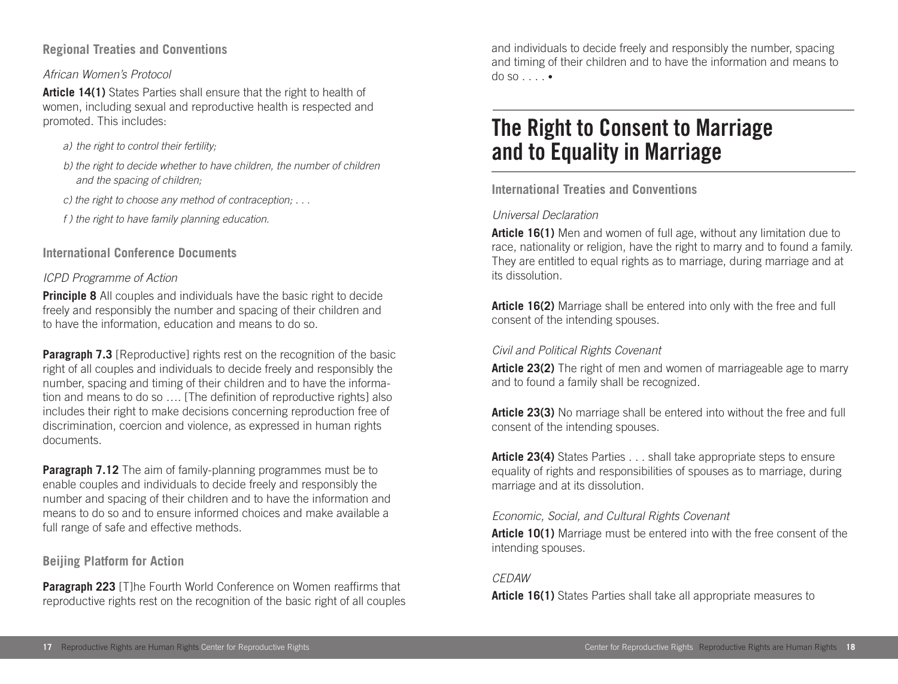### Regional Treaties and Conventions

*African Women's Protocol*

**Article 14(1)** States Parties shall ensure that the right to health of women, including sexual and reproductive health is respected and promoted. This includes:

*a) the right to control their fertility;*

*b) the right to decide whether to have children, the number of children and the spacing of children;*

*c) the right to choose any method of contraception; . . .*

*f ) the right to have family planning education.*

### International Conference Documents

*ICPD Programme of Action*

**Principle 8** All couples and individuals have the basic right to decide freely and responsibly the number and spacing of their children and to have the information, education and means to do so.

**Paragraph 7.3** [Reproductive] rights rest on the recognition of the basic right of all couples and individuals to decide freely and responsibly the number, spacing and timing of their children and to have the information and means to do so …. [The definition of reproductive rights] also includes their right to make decisions concerning reproduction free of discrimination, coercion and violence, as expressed in human rights documents.

**Paragraph 7.12** The aim of family-planning programmes must be to enable couples and individuals to decide freely and responsibly the number and spacing of their children and to have the information and means to do so and to ensure informed choices and make available a full range of safe and effective methods.

### Beijing Platform for Action

**Paragraph 223** [T]he Fourth World Conference on Women reaffirms that reproductive rights rest on the recognition of the basic right of all couples and individuals to decide freely and responsibly the number, spacing and timing of their children and to have the information and means to do so . . . . •

## The Right to Consent to Marriage and to Equality in Marriage

### International Treaties and Conventions

*Universal Declaration*

**Article 16(1)** Men and women of full age, without any limitation due to race, nationality or religion, have the right to marry and to found a family. They are entitled to equal rights as to marriage, during marriage and at its dissolution.

**Article 16(2)** Marriage shall be entered into only with the free and full consent of the intending spouses.

*Civil and Political Rights Covenant*

**Article 23(2)** The right of men and women of marriageable age to marry and to found a family shall be recognized.

**Article 23(3)** No marriage shall be entered into without the free and full consent of the intending spouses.

**Article 23(4)** States Parties . . . shall take appropriate steps to ensure equality of rights and responsibilities of spouses as to marriage, during marriage and at its dissolution.

*Economic, Social, and Cultural Rights Covenant*

**Article 10(1)** Marriage must be entered into with the free consent of the intending spouses.

*CEDAW*

**Article 16(1)** States Parties shall take all appropriate measures to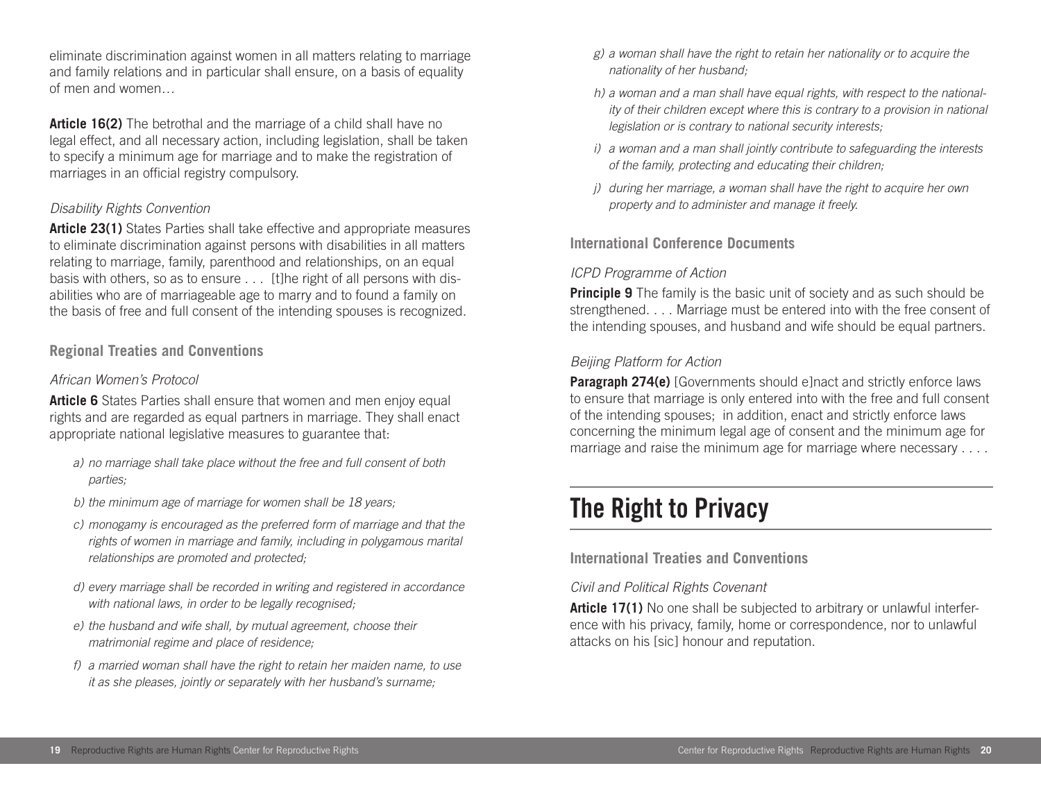eliminate discrimination against women in all matters relating to marriage and family relations and in particular shall ensure, on a basis of equality of men and women…

**Article 16(2)** The betrothal and the marriage of a child shall have no legal effect, and all necessary action, including legislation, shall be taken to specify a minimum age for marriage and to make the registration of marriages in an official registry compulsory.

*Disability Rights Convention*

**Article 23(1)** States Parties shall take effective and appropriate measures to eliminate discrimination against persons with disabilities in all matters relating to marriage, family, parenthood and relationships, on an equal basis with others, so as to ensure . . . [t]he right of all persons with disabilities who are of marriageable age to marry and to found a family on the basis of free and full consent of the intending spouses is recognized.

### Regional Treaties and Conventions

*African Women's Protocol*

**Article 6** States Parties shall ensure that women and men enjoy equal rights and are regarded as equal partners in marriage. They shall enact appropriate national legislative measures to guarantee that:

*a) no marriage shall take place without the free and full consent of both parties;*

*b) the minimum age of marriage for women shall be 18 years;*

*c) monogamy is encouraged as the preferred form of marriage and that the rights of women in marriage and family, including in polygamous marital relationships are promoted and protected;*

*d) every marriage shall be recorded in writing and registered in accordance with national laws, in order to be legally recognised;*

*e) the husband and wife shall, by mutual agreement, choose their matrimonial regime and place of residence;*

*f) a married woman shall have the right to retain her maiden name, to use it as she pleases, jointly or separately with her husband's surname;*

*g) a woman shall have the right to retain her nationality or to acquire the nationality of her husband;*

*h) a woman and a man shall have equal rights, with respect to the nationality of their children except where this is contrary to a provision in national legislation or is contrary to national security interests;*

*i) a woman and a man shall jointly contribute to safeguarding the interests of the family, protecting and educating their children;*

*j) during her marriage, a woman shall have the right to acquire her own property and to administer and manage it freely.*

### International Conference Documents

*ICPD Programme of Action*

**Principle 9** The family is the basic unit of society and as such should be strengthened. . . . Marriage must be entered into with the free consent of the intending spouses, and husband and wife should be equal partners.

*Beijing Platform for Action*

**Paragraph 274(e)** [Governments should e]nact and strictly enforce laws to ensure that marriage is only entered into with the free and full consent of the intending spouses; in addition, enact and strictly enforce laws concerning the minimum legal age of consent and the minimum age for marriage and raise the minimum age for marriage where necessary . . . .

## The Right to Privacy

### International Treaties and Conventions

*Civil and Political Rights Covenant*

**Article 17(1)** No one shall be subjected to arbitrary or unlawful interference with his privacy, family, home or correspondence, nor to unlawful attacks on his [sic] honour and reputation.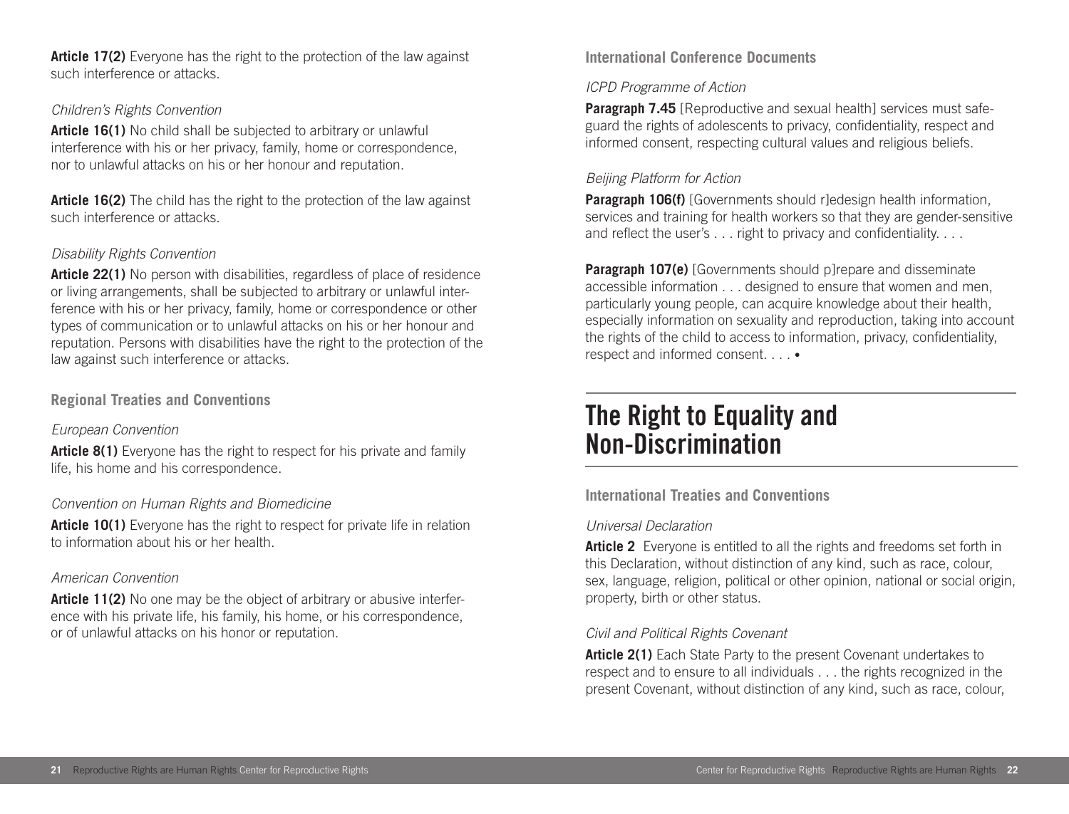**Article 17(2)** Everyone has the right to the protection of the law against such interference or attacks.

*Children's Rights Convention*

**Article 16(1)** No child shall be subjected to arbitrary or unlawful interference with his or her privacy, family, home or correspondence, nor to unlawful attacks on his or her honour and reputation.

**Article 16(2)** The child has the right to the protection of the law against such interference or attacks.

*Disability Rights Convention*

**Article 22(1)** No person with disabilities, regardless of place of residence or living arrangements, shall be subjected to arbitrary or unlawful interference with his or her privacy, family, home or correspondence or other types of communication or to unlawful attacks on his or her honour and reputation. Persons with disabilities have the right to the protection of the law against such interference or attacks.

### Regional Treaties and Conventions

*European Convention*

**Article 8(1)** Everyone has the right to respect for his private and family life, his home and his correspondence.

*Convention on Human Rights and Biomedicine*

**Article 10(1)** Everyone has the right to respect for private life in relation to information about his or her health.

*American Convention*

**Article 11(2)** No one may be the object of arbitrary or abusive interference with his private life, his family, his home, or his correspondence, or of unlawful attacks on his honor or reputation.

### International Conference Documents

*ICPD Programme of Action*

**Paragraph 7.45** [Reproductive and sexual health] services must safeguard the rights of adolescents to privacy, confidentiality, respect and informed consent, respecting cultural values and religious beliefs.

*Beijing Platform for Action*

**Paragraph 106(f)** [Governments should r]edesign health information, services and training for health workers so that they are gender-sensitive and reflect the user's . . . right to privacy and confidentiality. . . .

**Paragraph 107(e)** [Governments should p]repare and disseminate accessible information . . . designed to ensure that women and men, particularly young people, can acquire knowledge about their health, especially information on sexuality and reproduction, taking into account the rights of the child to access to information, privacy, confidentiality, respect and informed consent. . . . •

## The Right to Equality and Non-Discrimination

### International Treaties and Conventions

*Universal Declaration*

**Article 2** Everyone is entitled to all the rights and freedoms set forth in this Declaration, without distinction of any kind, such as race, colour, sex, language, religion, political or other opinion, national or social origin, property, birth or other status.

*Civil and Political Rights Covenant*

**Article 2(1)** Each State Party to the present Covenant undertakes to respect and to ensure to all individuals . . . the rights recognized in the present Covenant, without distinction of any kind, such as race, colour,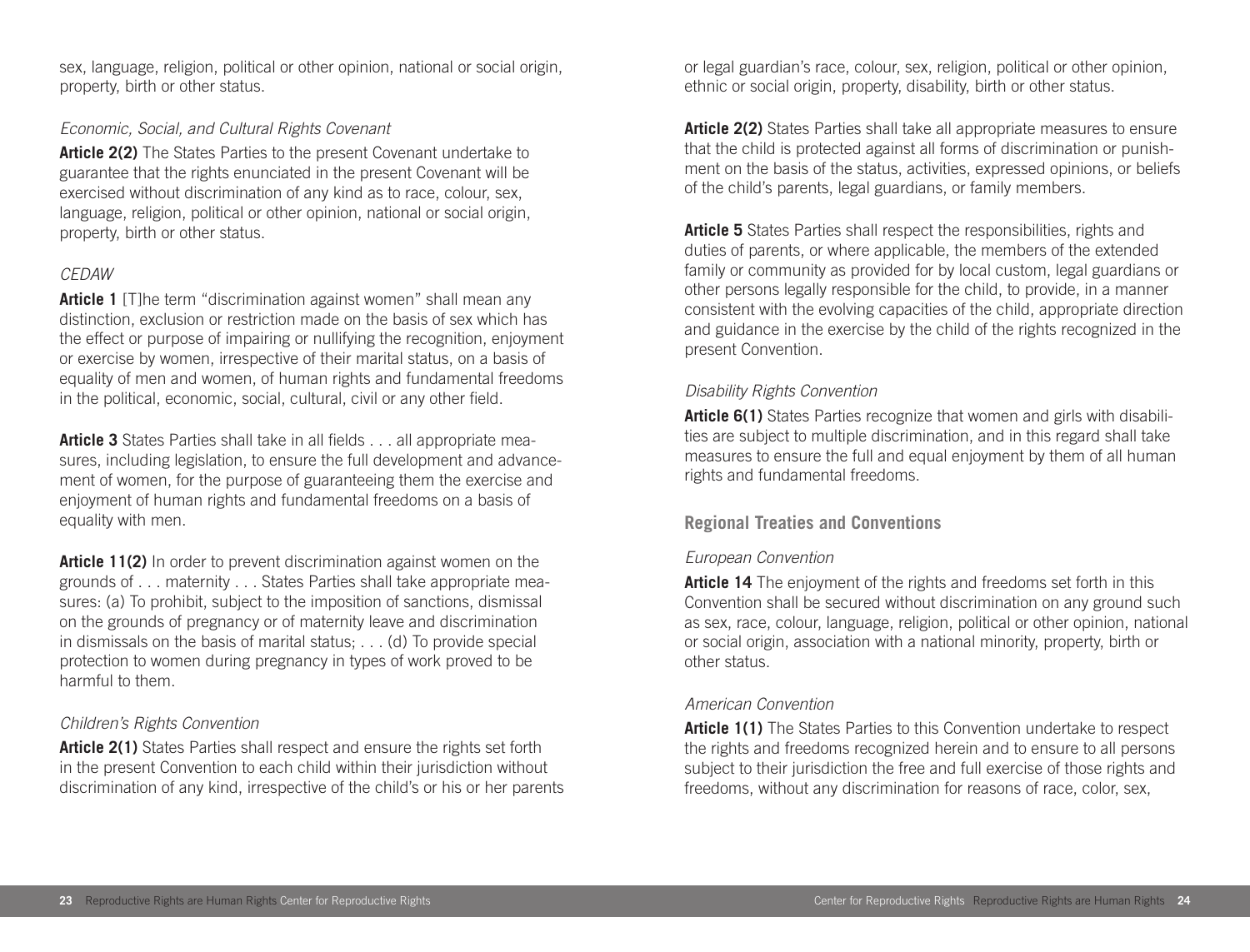sex, language, religion, political or other opinion, national or social origin, property, birth or other status.

*Economic, Social, and Cultural Rights Covenant*

**Article 2(2)** The States Parties to the present Covenant undertake to guarantee that the rights enunciated in the present Covenant will be exercised without discrimination of any kind as to race, colour, sex, language, religion, political or other opinion, national or social origin, property, birth or other status.

*CEDAW*

**Article 1** [T]he term "discrimination against women" shall mean any distinction, exclusion or restriction made on the basis of sex which has the effect or purpose of impairing or nullifying the recognition, enjoyment or exercise by women, irrespective of their marital status, on a basis of equality of men and women, of human rights and fundamental freedoms in the political, economic, social, cultural, civil or any other field.

**Article 3** States Parties shall take in all fields . . . all appropriate measures, including legislation, to ensure the full development and advancement of women, for the purpose of guaranteeing them the exercise and enjoyment of human rights and fundamental freedoms on a basis of equality with men.

**Article 11(2)** In order to prevent discrimination against women on the grounds of . . . maternity . . . States Parties shall take appropriate measures: (a) To prohibit, subject to the imposition of sanctions, dismissal on the grounds of pregnancy or of maternity leave and discrimination in dismissals on the basis of marital status; . . . (d) To provide special protection to women during pregnancy in types of work proved to be harmful to them.

*Children's Rights Convention*

**Article 2(1)** States Parties shall respect and ensure the rights set forth in the present Convention to each child within their jurisdiction without discrimination of any kind, irrespective of the child's or his or her parents or legal guardian's race, colour, sex, religion, political or other opinion, ethnic or social origin, property, disability, birth or other status.

**Article 2(2)** States Parties shall take all appropriate measures to ensure that the child is protected against all forms of discrimination or punishment on the basis of the status, activities, expressed opinions, or beliefs of the child's parents, legal guardians, or family members.

**Article 5** States Parties shall respect the responsibilities, rights and duties of parents, or where applicable, the members of the extended family or community as provided for by local custom, legal guardians or other persons legally responsible for the child, to provide, in a manner consistent with the evolving capacities of the child, appropriate direction and guidance in the exercise by the child of the rights recognized in the present Convention.

*Disability Rights Convention*

**Article 6(1)** States Parties recognize that women and girls with disabilities are subject to multiple discrimination, and in this regard shall take measures to ensure the full and equal enjoyment by them of all human rights and fundamental freedoms.

### Regional Treaties and Conventions

*European Convention*

**Article 14** The enjoyment of the rights and freedoms set forth in this Convention shall be secured without discrimination on any ground such as sex, race, colour, language, religion, political or other opinion, national or social origin, association with a national minority, property, birth or other status.

*American Convention*

**Article 1(1)** The States Parties to this Convention undertake to respect the rights and freedoms recognized herein and to ensure to all persons subject to their jurisdiction the free and full exercise of those rights and freedoms, without any discrimination for reasons of race, color, sex,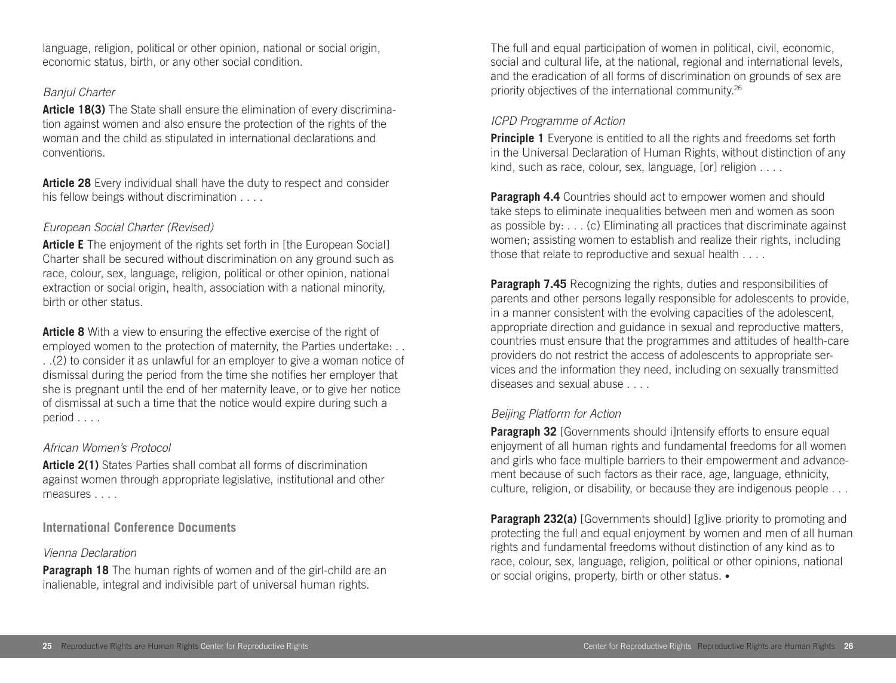language, religion, political or other opinion, national or social origin, economic status, birth, or any other social condition.

*Banjul Charter*

**Article 18(3)** The State shall ensure the elimination of every discrimination against women and also ensure the protection of the rights of the woman and the child as stipulated in international declarations and conventions.

**Article 28** Every individual shall have the duty to respect and consider his fellow beings without discrimination . . . .

*European Social Charter (Revised)*

**Article E** The enjoyment of the rights set forth in [the European Social] Charter shall be secured without discrimination on any ground such as race, colour, sex, language, religion, political or other opinion, national extraction or social origin, health, association with a national minority, birth or other status.

**Article 8** With a view to ensuring the effective exercise of the right of employed women to the protection of maternity, the Parties undertake: . . . .(2) to consider it as unlawful for an employer to give a woman notice of dismissal during the period from the time she notifies her employer that she is pregnant until the end of her maternity leave, or to give her notice of dismissal at such a time that the notice would expire during such a period . . . .

*African Women's Protocol*

**Article 2(1)** States Parties shall combat all forms of discrimination against women through appropriate legislative, institutional and other measures . . . .

### International Conference Documents

*Vienna Declaration*

**Paragraph 18** The human rights of women and of the girl-child are an inalienable, integral and indivisible part of universal human rights.

The full and equal participation of women in political, civil, economic, social and cultural life, at the national, regional and international levels, and the eradication of all forms of discrimination on grounds of sex are priority objectives of the international community.[26]

*ICPD Programme of Action*

**Principle 1** Everyone is entitled to all the rights and freedoms set forth in the Universal Declaration of Human Rights, without distinction of any kind, such as race, colour, sex, language, [or] religion . . . .

**Paragraph 4.4** Countries should act to empower women and should take steps to eliminate inequalities between men and women as soon as possible by: . . . (c) Eliminating all practices that discriminate against women; assisting women to establish and realize their rights, including those that relate to reproductive and sexual health . . . .

**Paragraph 7.45** Recognizing the rights, duties and responsibilities of parents and other persons legally responsible for adolescents to provide, in a manner consistent with the evolving capacities of the adolescent, appropriate direction and guidance in sexual and reproductive matters, countries must ensure that the programmes and attitudes of health-care providers do not restrict the access of adolescents to appropriate services and the information they need, including on sexually transmitted diseases and sexual abuse . . . .

*Beijing Platform for Action*

**Paragraph 32** [Governments should i]ntensify efforts to ensure equal enjoyment of all human rights and fundamental freedoms for all women and girls who face multiple barriers to their empowerment and advancement because of such factors as their race, age, language, ethnicity, culture, religion, or disability, or because they are indigenous people . . .

**Paragraph 232(a)** [Governments should] [g]ive priority to promoting and protecting the full and equal enjoyment by women and men of all human rights and fundamental freedoms without distinction of any kind as to race, colour, sex, language, religion, political or other opinions, national or social origins, property, birth or other status. •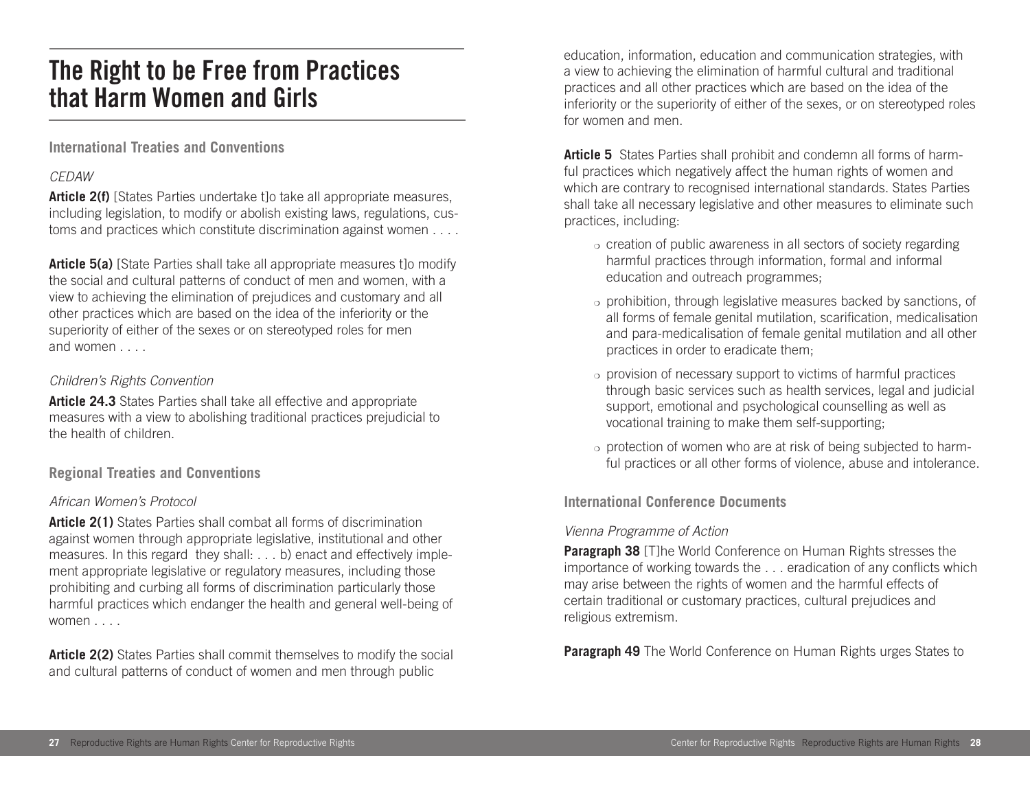# The Right to be Free from Practices that Harm Women and Girls

## International Treaties and Conventions

*CEDAW*

**Article 2(f)** [States Parties undertake t]o take all appropriate measures, including legislation, to modify or abolish existing laws, regulations, customs and practices which constitute discrimination against women . . . .

**Article 5(a)** [State Parties shall take all appropriate measures t]o modify the social and cultural patterns of conduct of men and women, with a view to achieving the elimination of prejudices and customary and all other practices which are based on the idea of the inferiority or the superiority of either of the sexes or on stereotyped roles for men and women . . . .

*Children's Rights Convention*

**Article 24.3** States Parties shall take all effective and appropriate measures with a view to abolishing traditional practices prejudicial to the health of children.

## Regional Treaties and Conventions

*African Women's Protocol*

**Article 2(1)** States Parties shall combat all forms of discrimination against women through appropriate legislative, institutional and other measures. In this regard they shall: . . . b) enact and effectively implement appropriate legislative or regulatory measures, including those prohibiting and curbing all forms of discrimination particularly those harmful practices which endanger the health and general well-being of women . . . .

**Article 2(2)** States Parties shall commit themselves to modify the social and cultural patterns of conduct of women and men through public education, information, education and communication strategies, with a view to achieving the elimination of harmful cultural and traditional practices and all other practices which are based on the idea of the inferiority or the superiority of either of the sexes, or on stereotyped roles for women and men.

**Article 5** States Parties shall prohibit and condemn all forms of harmful practices which negatively affect the human rights of women and which are contrary to recognised international standards. States Parties shall take all necessary legislative and other measures to eliminate such practices, including:

- creation of public awareness in all sectors of society regarding harmful practices through information, formal and informal education and outreach programmes;
- prohibition, through legislative measures backed by sanctions, of all forms of female genital mutilation, scarification, medicalisation and para-medicalisation of female genital mutilation and all other practices in order to eradicate them;
- provision of necessary support to victims of harmful practices through basic services such as health services, legal and judicial support, emotional and psychological counselling as well as vocational training to make them self-supporting;
- protection of women who are at risk of being subjected to harmful practices or all other forms of violence, abuse and intolerance.

## International Conference Documents

*Vienna Programme of Action*

**Paragraph 38** [T]he World Conference on Human Rights stresses the importance of working towards the . . . eradication of any conflicts which may arise between the rights of women and the harmful effects of certain traditional or customary practices, cultural prejudices and religious extremism.

**Paragraph 49** The World Conference on Human Rights urges States to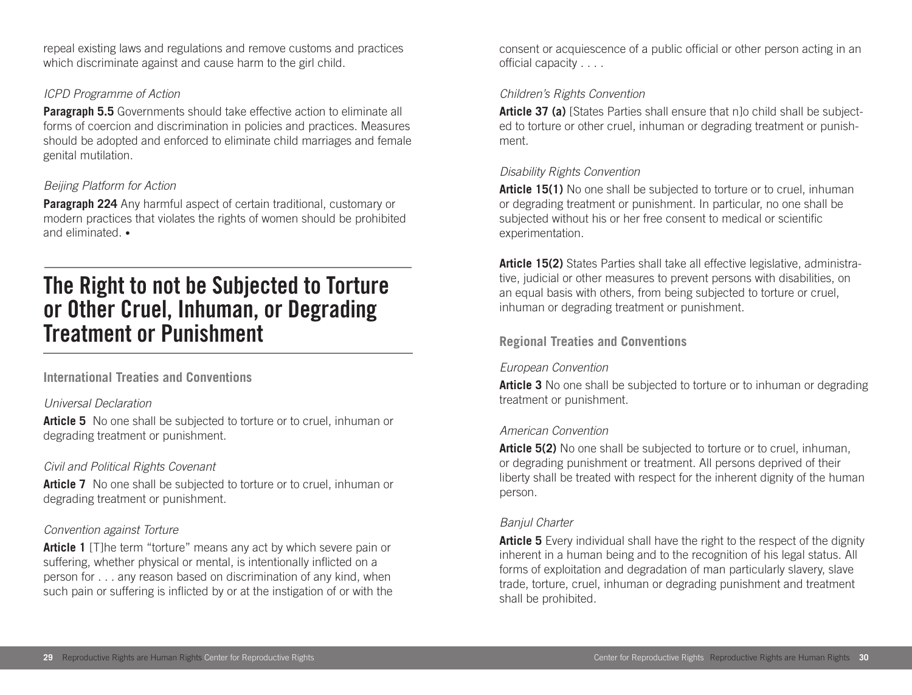repeal existing laws and regulations and remove customs and practices which discriminate against and cause harm to the girl child.

*ICPD Programme of Action*

**Paragraph 5.5** Governments should take effective action to eliminate all forms of coercion and discrimination in policies and practices. Measures should be adopted and enforced to eliminate child marriages and female genital mutilation.

*Beijing Platform for Action*

**Paragraph 224** Any harmful aspect of certain traditional, customary or modern practices that violates the rights of women should be prohibited and eliminated. •

# The Right to not be Subjected to Torture or Other Cruel, Inhuman, or Degrading Treatment or Punishment

## International Treaties and Conventions

*Universal Declaration*

**Article 5** No one shall be subjected to torture or to cruel, inhuman or degrading treatment or punishment.

*Civil and Political Rights Covenant*

**Article 7** No one shall be subjected to torture or to cruel, inhuman or degrading treatment or punishment.

*Convention against Torture*

**Article 1** [T]he term "torture" means any act by which severe pain or suffering, whether physical or mental, is intentionally inflicted on a person for . . . any reason based on discrimination of any kind, when such pain or suffering is inflicted by or at the instigation of or with the consent or acquiescence of a public official or other person acting in an official capacity . . . .

*Children's Rights Convention*

**Article 37 (a)** [States Parties shall ensure that n]o child shall be subjected to torture or other cruel, inhuman or degrading treatment or punishment.

*Disability Rights Convention*

**Article 15(1)** No one shall be subjected to torture or to cruel, inhuman or degrading treatment or punishment. In particular, no one shall be subjected without his or her free consent to medical or scientific experimentation.

**Article 15(2)** States Parties shall take all effective legislative, administrative, judicial or other measures to prevent persons with disabilities, on an equal basis with others, from being subjected to torture or cruel, inhuman or degrading treatment or punishment.

## Regional Treaties and Conventions

*European Convention*

**Article 3** No one shall be subjected to torture or to inhuman or degrading treatment or punishment.

*American Convention*

**Article 5(2)** No one shall be subjected to torture or to cruel, inhuman, or degrading punishment or treatment. All persons deprived of their liberty shall be treated with respect for the inherent dignity of the human person.

*Banjul Charter*

**Article 5** Every individual shall have the right to the respect of the dignity inherent in a human being and to the recognition of his legal status. All forms of exploitation and degradation of man particularly slavery, slave trade, torture, cruel, inhuman or degrading punishment and treatment shall be prohibited.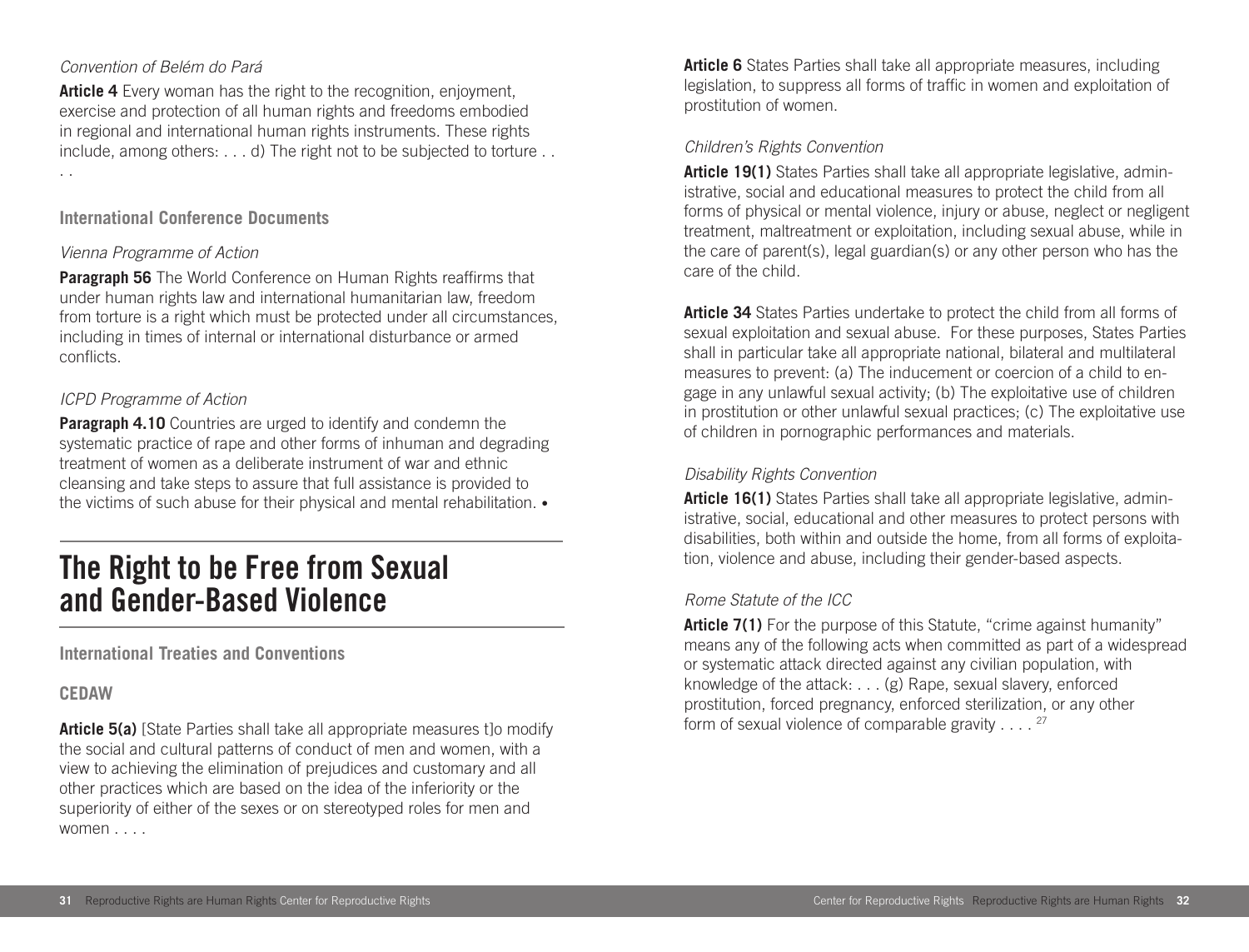*Convention of Belém do Pará*

**Article 4** Every woman has the right to the recognition, enjoyment, exercise and protection of all human rights and freedoms embodied in regional and international human rights instruments. These rights include, among others: . . . d) The right not to be subjected to torture . . . .

### International Conference Documents

*Vienna Programme of Action*

**Paragraph 56** The World Conference on Human Rights reaffirms that under human rights law and international humanitarian law, freedom from torture is a right which must be protected under all circumstances, including in times of internal or international disturbance or armed conflicts.

*ICPD Programme of Action*

**Paragraph 4.10** Countries are urged to identify and condemn the systematic practice of rape and other forms of inhuman and degrading treatment of women as a deliberate instrument of war and ethnic cleansing and take steps to assure that full assistance is provided to the victims of such abuse for their physical and mental rehabilitation. •

## The Right to be Free from Sexual and Gender-Based Violence

### International Treaties and Conventions

#### CEDAW

**Article 5(a)** [State Parties shall take all appropriate measures t]o modify the social and cultural patterns of conduct of men and women, with a view to achieving the elimination of prejudices and customary and all other practices which are based on the idea of the inferiority or the superiority of either of the sexes or on stereotyped roles for men and women . . . .

**Article 6** States Parties shall take all appropriate measures, including legislation, to suppress all forms of traffic in women and exploitation of prostitution of women.

*Children's Rights Convention*

**Article 19(1)** States Parties shall take all appropriate legislative, administrative, social and educational measures to protect the child from all forms of physical or mental violence, injury or abuse, neglect or negligent treatment, maltreatment or exploitation, including sexual abuse, while in the care of parent(s), legal guardian(s) or any other person who has the care of the child.

**Article 34** States Parties undertake to protect the child from all forms of sexual exploitation and sexual abuse. For these purposes, States Parties shall in particular take all appropriate national, bilateral and multilateral measures to prevent: (a) The inducement or coercion of a child to engage in any unlawful sexual activity; (b) The exploitative use of children in prostitution or other unlawful sexual practices; (c) The exploitative use of children in pornographic performances and materials.

*Disability Rights Convention*

**Article 16(1)** States Parties shall take all appropriate legislative, administrative, social, educational and other measures to protect persons with disabilities, both within and outside the home, from all forms of exploitation, violence and abuse, including their gender-based aspects.

*Rome Statute of the ICC*

**Article 7(1)** For the purpose of this Statute, "crime against humanity" means any of the following acts when committed as part of a widespread or systematic attack directed against any civilian population, with knowledge of the attack: . . . (g) Rape, sexual slavery, enforced prostitution, forced pregnancy, enforced sterilization, or any other form of sexual violence of comparable gravity . . . .[27]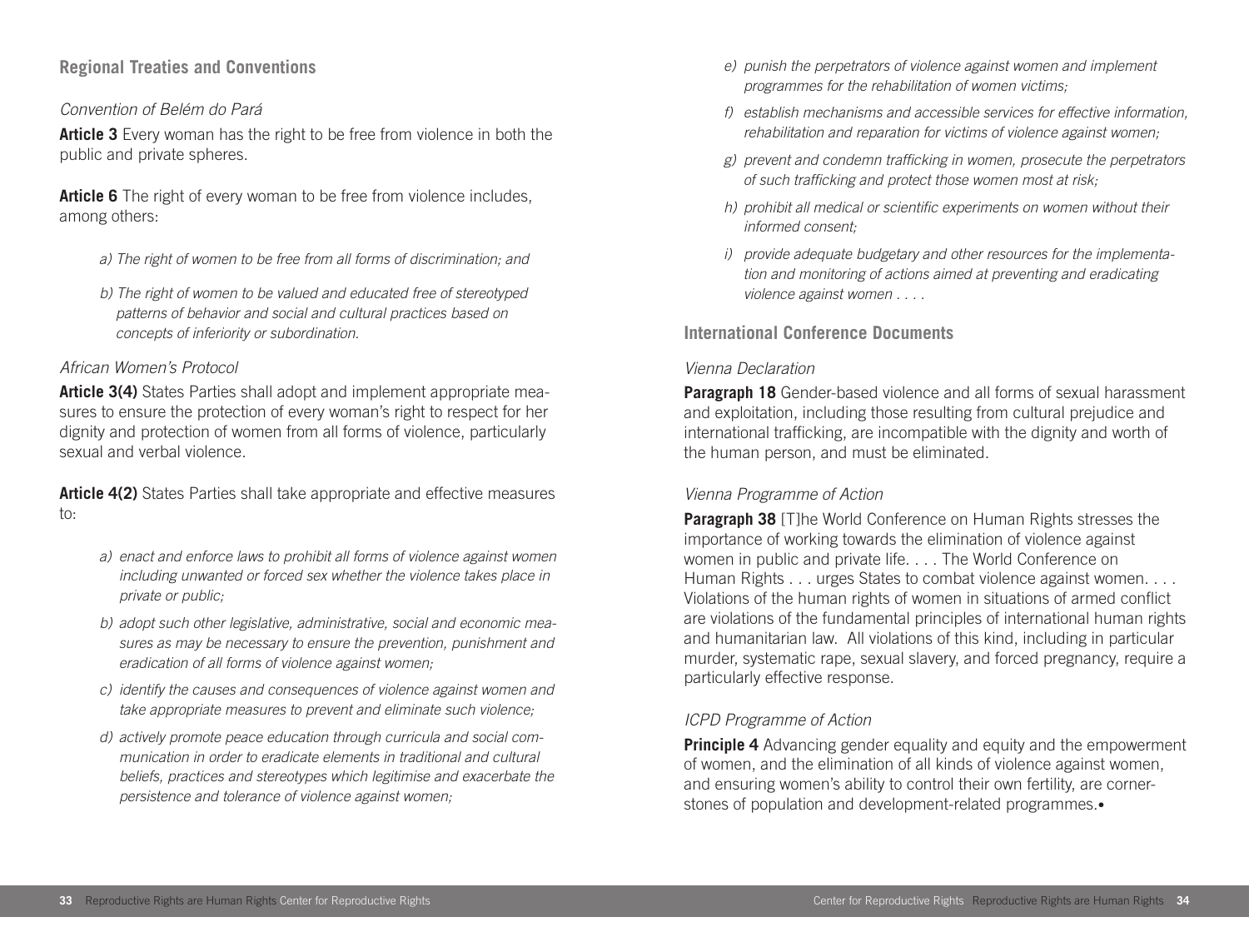## Regional Treaties and Conventions

*Convention of Belém do Pará*

**Article 3** Every woman has the right to be free from violence in both the public and private spheres.

**Article 6** The right of every woman to be free from violence includes, among others:

> *a) The right of women to be free from all forms of discrimination; and*
>
> *b) The right of women to be valued and educated free of stereotyped patterns of behavior and social and cultural practices based on concepts of inferiority or subordination.*

*African Women's Protocol*

**Article 3(4)** States Parties shall adopt and implement appropriate measures to ensure the protection of every woman's right to respect for her dignity and protection of women from all forms of violence, particularly sexual and verbal violence.

**Article 4(2)** States Parties shall take appropriate and effective measures to:

> *a) enact and enforce laws to prohibit all forms of violence against women including unwanted or forced sex whether the violence takes place in private or public;*
>
> *b) adopt such other legislative, administrative, social and economic measures as may be necessary to ensure the prevention, punishment and eradication of all forms of violence against women;*
>
> *c) identify the causes and consequences of violence against women and take appropriate measures to prevent and eliminate such violence;*
>
> *d) actively promote peace education through curricula and social communication in order to eradicate elements in traditional and cultural beliefs, practices and stereotypes which legitimise and exacerbate the persistence and tolerance of violence against women;*
>
> *e) punish the perpetrators of violence against women and implement programmes for the rehabilitation of women victims;*
>
> *f) establish mechanisms and accessible services for effective information, rehabilitation and reparation for victims of violence against women;*
>
> *g) prevent and condemn trafficking in women, prosecute the perpetrators of such trafficking and protect those women most at risk;*
>
> *h) prohibit all medical or scientific experiments on women without their informed consent;*
>
> *i) provide adequate budgetary and other resources for the implementation and monitoring of actions aimed at preventing and eradicating violence against women . . . .*

## International Conference Documents

*Vienna Declaration*

**Paragraph 18** Gender-based violence and all forms of sexual harassment and exploitation, including those resulting from cultural prejudice and international trafficking, are incompatible with the dignity and worth of the human person, and must be eliminated.

*Vienna Programme of Action*

**Paragraph 38** [T]he World Conference on Human Rights stresses the importance of working towards the elimination of violence against women in public and private life. . . . The World Conference on Human Rights . . . urges States to combat violence against women. . . . Violations of the human rights of women in situations of armed conflict are violations of the fundamental principles of international human rights and humanitarian law. All violations of this kind, including in particular murder, systematic rape, sexual slavery, and forced pregnancy, require a particularly effective response.

*ICPD Programme of Action*

**Principle 4** Advancing gender equality and equity and the empowerment of women, and the elimination of all kinds of violence against women, and ensuring women's ability to control their own fertility, are cornerstones of population and development-related programmes.•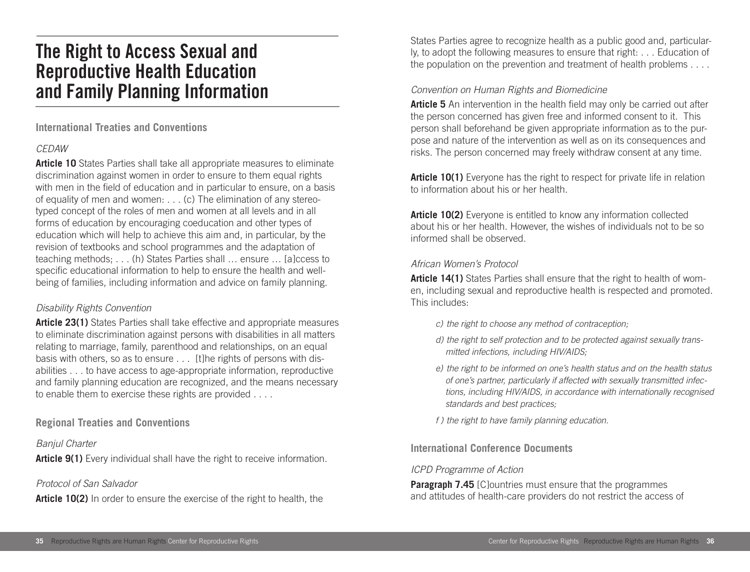# The Right to Access Sexual and Reproductive Health Education and Family Planning Information

## International Treaties and Conventions

*CEDAW*

**Article 10** States Parties shall take all appropriate measures to eliminate discrimination against women in order to ensure to them equal rights with men in the field of education and in particular to ensure, on a basis of equality of men and women: . . . (c) The elimination of any stereotyped concept of the roles of men and women at all levels and in all forms of education by encouraging coeducation and other types of education which will help to achieve this aim and, in particular, by the revision of textbooks and school programmes and the adaptation of teaching methods; . . . (h) States Parties shall … ensure … [a]ccess to specific educational information to help to ensure the health and well-being of families, including information and advice on family planning.

*Disability Rights Convention*

**Article 23(1)** States Parties shall take effective and appropriate measures to eliminate discrimination against persons with disabilities in all matters relating to marriage, family, parenthood and relationships, on an equal basis with others, so as to ensure . . . [t]he rights of persons with disabilities . . . to have access to age-appropriate information, reproductive and family planning education are recognized, and the means necessary to enable them to exercise these rights are provided . . . .

## Regional Treaties and Conventions

*Banjul Charter*

**Article 9(1)** Every individual shall have the right to receive information.

*Protocol of San Salvador*

**Article 10(2)** In order to ensure the exercise of the right to health, the States Parties agree to recognize health as a public good and, particularly, to adopt the following measures to ensure that right: . . . Education of the population on the prevention and treatment of health problems . . . .

*Convention on Human Rights and Biomedicine*

**Article 5** An intervention in the health field may only be carried out after the person concerned has given free and informed consent to it. This person shall beforehand be given appropriate information as to the purpose and nature of the intervention as well as on its consequences and risks. The person concerned may freely withdraw consent at any time.

**Article 10(1)** Everyone has the right to respect for private life in relation to information about his or her health.

**Article 10(2)** Everyone is entitled to know any information collected about his or her health. However, the wishes of individuals not to be so informed shall be observed.

*African Women's Protocol*

**Article 14(1)** States Parties shall ensure that the right to health of women, including sexual and reproductive health is respected and promoted. This includes:

*c) the right to choose any method of contraception;*

*d) the right to self protection and to be protected against sexually transmitted infections, including HIV/AIDS;*

*e) the right to be informed on one's health status and on the health status of one's partner, particularly if affected with sexually transmitted infections, including HIV/AIDS, in accordance with internationally recognised standards and best practices;*

*f ) the right to have family planning education.*

## International Conference Documents

*ICPD Programme of Action*

**Paragraph 7.45** [C]ountries must ensure that the programmes and attitudes of health-care providers do not restrict the access of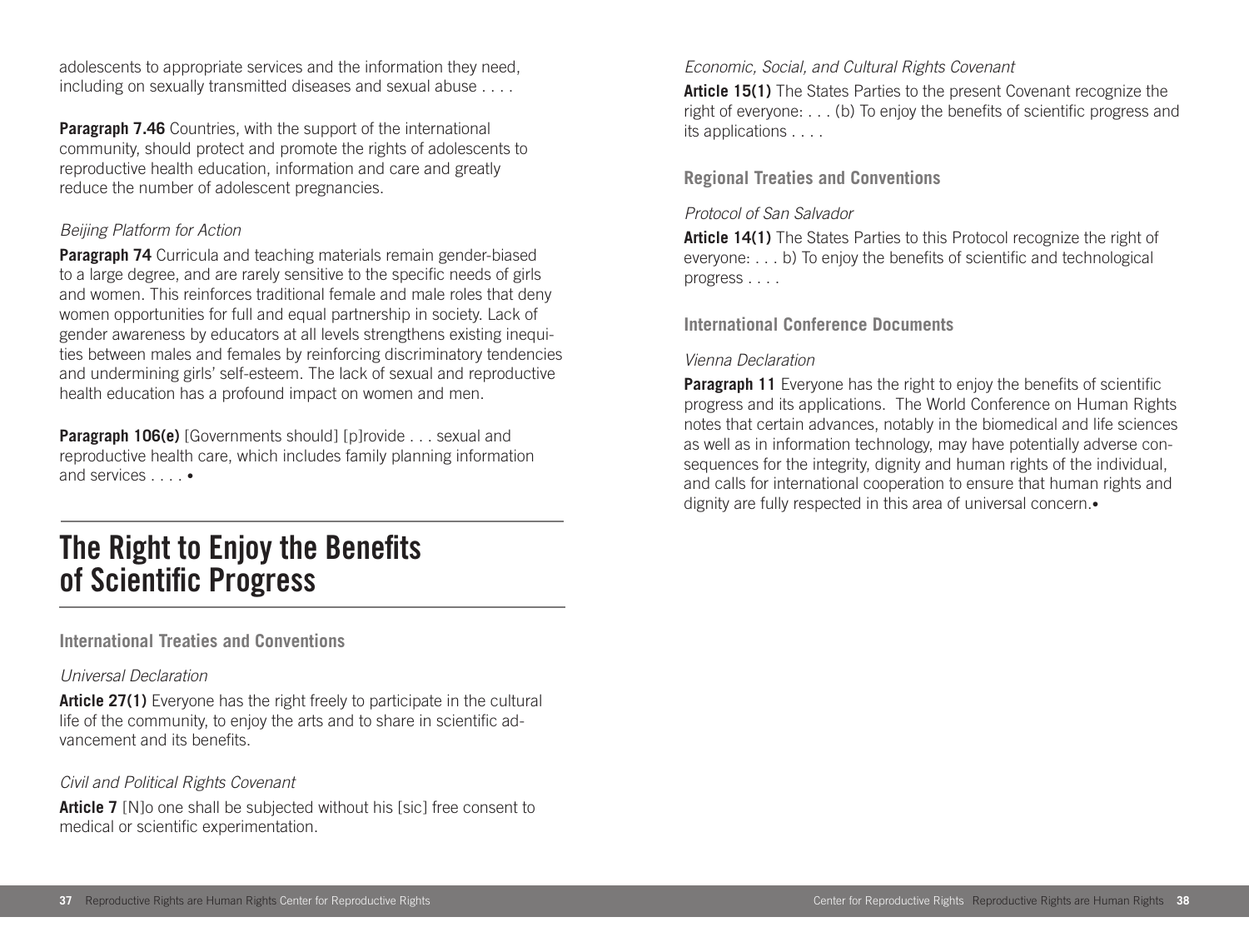adolescents to appropriate services and the information they need, including on sexually transmitted diseases and sexual abuse . . . .

**Paragraph 7.46** Countries, with the support of the international community, should protect and promote the rights of adolescents to reproductive health education, information and care and greatly reduce the number of adolescent pregnancies.

*Beijing Platform for Action*

**Paragraph 74** Curricula and teaching materials remain gender-biased to a large degree, and are rarely sensitive to the specific needs of girls and women. This reinforces traditional female and male roles that deny women opportunities for full and equal partnership in society. Lack of gender awareness by educators at all levels strengthens existing inequities between males and females by reinforcing discriminatory tendencies and undermining girls' self-esteem. The lack of sexual and reproductive health education has a profound impact on women and men.

**Paragraph 106(e)** [Governments should] [p]rovide . . . sexual and reproductive health care, which includes family planning information and services . . . . •

# The Right to Enjoy the Benefits of Scientific Progress

### International Treaties and Conventions

*Universal Declaration*

**Article 27(1)** Everyone has the right freely to participate in the cultural life of the community, to enjoy the arts and to share in scientific advancement and its benefits.

*Civil and Political Rights Covenant*

**Article 7** [N]o one shall be subjected without his [sic] free consent to medical or scientific experimentation.

*Economic, Social, and Cultural Rights Covenant*

**Article 15(1)** The States Parties to the present Covenant recognize the right of everyone: . . . (b) To enjoy the benefits of scientific progress and its applications . . . .

### Regional Treaties and Conventions

*Protocol of San Salvador*

**Article 14(1)** The States Parties to this Protocol recognize the right of everyone: . . . b) To enjoy the benefits of scientific and technological progress . . . .

### International Conference Documents

*Vienna Declaration*

**Paragraph 11** Everyone has the right to enjoy the benefits of scientific progress and its applications. The World Conference on Human Rights notes that certain advances, notably in the biomedical and life sciences as well as in information technology, may have potentially adverse consequences for the integrity, dignity and human rights of the individual, and calls for international cooperation to ensure that human rights and dignity are fully respected in this area of universal concern.•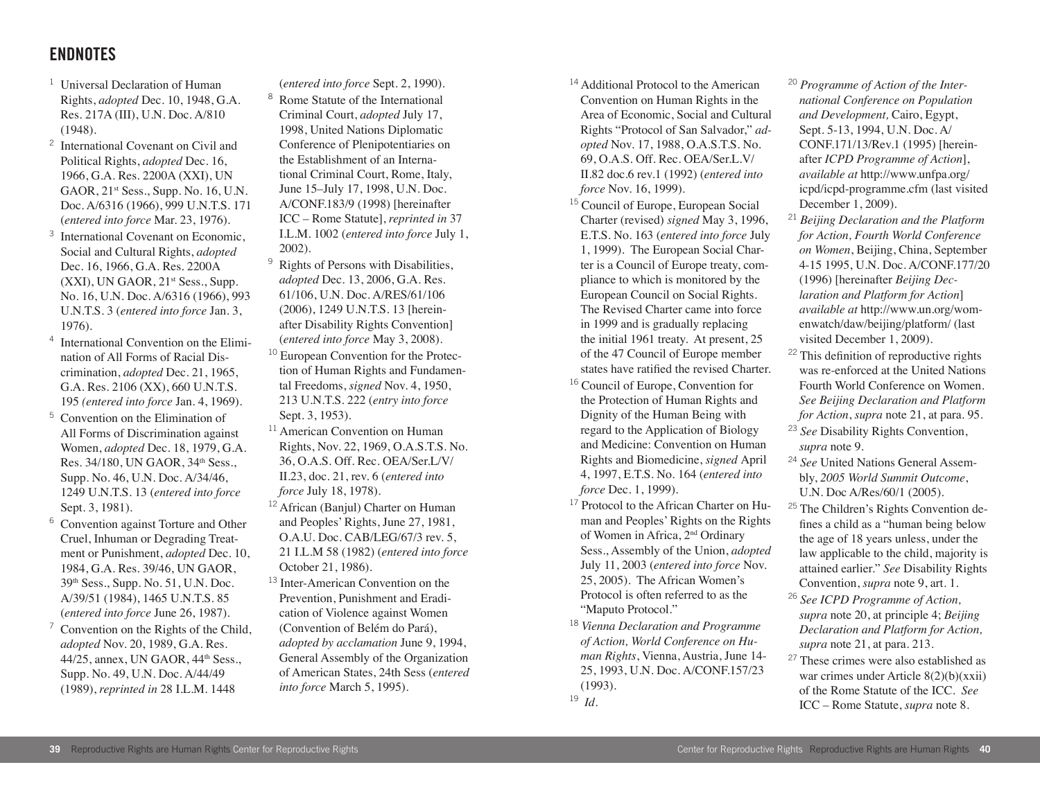## ENDNOTES

1 Universal Declaration of Human Rights, *adopted* Dec. 10, 1948, G.A. Res. 217A (III), U.N. Doc. A/810 (1948).

2 International Covenant on Civil and Political Rights, *adopted* Dec. 16, 1966, G.A. Res. 2200A (XXI), UN GAOR, 21st Sess., Supp. No. 16, U.N. Doc. A/6316 (1966), 999 U.N.T.S. 171 (*entered into force* Mar. 23, 1976).

3 International Covenant on Economic, Social and Cultural Rights, *adopted* Dec. 16, 1966, G.A. Res. 2200A (XXI), UN GAOR, 21st Sess., Supp. No. 16, U.N. Doc. A/6316 (1966), 993 U.N.T.S. 3 (*entered into force* Jan. 3, 1976).

4 International Convention on the Elimination of All Forms of Racial Discrimination, *adopted* Dec. 21, 1965, G.A. Res. 2106 (XX), 660 U.N.T.S. 195 *(entered into force* Jan. 4, 1969).

5 Convention on the Elimination of All Forms of Discrimination against Women, *adopted* Dec. 18, 1979, G.A. Res. 34/180, UN GAOR, 34th Sess., Supp. No. 46, U.N. Doc. A/34/46, 1249 U.N.T.S. 13 (*entered into force* Sept. 3, 1981).

6 Convention against Torture and Other Cruel, Inhuman or Degrading Treatment or Punishment, *adopted* Dec. 10, 1984, G.A. Res. 39/46, UN GAOR, 39th Sess., Supp. No. 51, U.N. Doc. A/39/51 (1984), 1465 U.N.T.S. 85 (*entered into force* June 26, 1987).

7 Convention on the Rights of the Child, *adopted* Nov. 20, 1989, G.A. Res. 44/25, annex, UN GAOR, 44th Sess., Supp. No. 49, U.N. Doc. A/44/49 (1989), *reprinted in* 28 I.L.M. 1448 (*entered into force* Sept. 2, 1990).

8 Rome Statute of the International Criminal Court, *adopted* July 17, 1998, United Nations Diplomatic Conference of Plenipotentiaries on the Establishment of an International Criminal Court, Rome, Italy, June 15–July 17, 1998, U.N. Doc. A/CONF.183/9 (1998) [hereinafter ICC – Rome Statute], *reprinted in* 37 I.L.M. 1002 (*entered into force* July 1, 2002).

9 Rights of Persons with Disabilities, *adopted* Dec. 13, 2006, G.A. Res. 61/106, U.N. Doc. A/RES/61/106 (2006), 1249 U.N.T.S. 13 [hereinafter Disability Rights Convention] (*entered into force* May 3, 2008).

10 European Convention for the Protection of Human Rights and Fundamental Freedoms, *signed* Nov. 4, 1950, 213 U.N.T.S. 222 (*entry into force* Sept. 3, 1953).

11 American Convention on Human Rights, Nov. 22, 1969, O.A.S.T.S. No. 36, O.A.S. Off. Rec. OEA/Ser.L/V/II.23, doc. 21, rev. 6 (*entered into force* July 18, 1978).

12 African (Banjul) Charter on Human and Peoples' Rights, June 27, 1981, O.A.U. Doc. CAB/LEG/67/3 rev. 5, 21 I.L.M 58 (1982) (*entered into force* October 21, 1986).

13 Inter-American Convention on the Prevention, Punishment and Eradication of Violence against Women (Convention of Belém do Pará), *adopted by acclamation* June 9, 1994, General Assembly of the Organization of American States, 24th Sess (*entered into force* March 5, 1995).

14 Additional Protocol to the American Convention on Human Rights in the Area of Economic, Social and Cultural Rights "Protocol of San Salvador," *adopted* Nov. 17, 1988, O.A.S.T.S. No. 69, O.A.S. Off. Rec. OEA/Ser.L.V/II.82 doc.6 rev.1 (1992) (*entered into force* Nov. 16, 1999).

15 Council of Europe, European Social Charter (revised) *signed* May 3, 1996, E.T.S. No. 163 (*entered into force* July 1, 1999). The European Social Charter is a Council of Europe treaty, compliance to which is monitored by the European Council on Social Rights. The Revised Charter came into force in 1999 and is gradually replacing the initial 1961 treaty. At present, 25 of the 47 Council of Europe member states have ratified the revised Charter.

16 Council of Europe, Convention for the Protection of Human Rights and Dignity of the Human Being with regard to the Application of Biology and Medicine: Convention on Human Rights and Biomedicine, *signed* April 4, 1997, E.T.S. No. 164 (*entered into force* Dec. 1, 1999).

17 Protocol to the African Charter on Human and Peoples' Rights on the Rights of Women in Africa, 2nd Ordinary Sess., Assembly of the Union, *adopted* July 11, 2003 (*entered into force* Nov. 25, 2005). The African Women's Protocol is often referred to as the "Maputo Protocol."

18 *Vienna Declaration and Programme of Action, World Conference on Human Rights*, Vienna, Austria, June 14-25, 1993, U.N. Doc. A/CONF.157/23 (1993).

19 *Id.*

20 *Programme of Action of the International Conference on Population and Development,* Cairo, Egypt, Sept. 5-13, 1994, U.N. Doc. A/CONF.171/13/Rev.1 (1995) [hereinafter *ICPD Programme of Action*], *available at* http://www.unfpa.org/icpd/icpd-programme.cfm (last visited December 1, 2009).

21 *Beijing Declaration and the Platform for Action, Fourth World Conference on Women*, Beijing, China, September 4-15 1995, U.N. Doc. A/CONF.177/20 (1996) [hereinafter *Beijing Declaration and Platform for Action*] *available at* http://www.un.org/womenwatch/daw/beijing/platform/ (last visited December 1, 2009).

22 This definition of reproductive rights was re-enforced at the United Nations Fourth World Conference on Women. *See Beijing Declaration and Platform for Action*, *supra* note 21, at para. 95.

23 *See* Disability Rights Convention, *supra* note 9.

24 *See* United Nations General Assembly, *2005 World Summit Outcome*, U.N. Doc A/Res/60/1 (2005).

25 The Children's Rights Convention defines a child as a "human being below the age of 18 years unless, under the law applicable to the child, majority is attained earlier." *See* Disability Rights Convention, *supra* note 9, art. 1.

26 *See ICPD Programme of Action, supra* note 20, at principle 4; *Beijing Declaration and Platform for Action, supra* note 21, at para. 213.

27 These crimes were also established as war crimes under Article 8(2)(b)(xxii) of the Rome Statute of the ICC. *See* ICC – Rome Statute, *supra* note 8.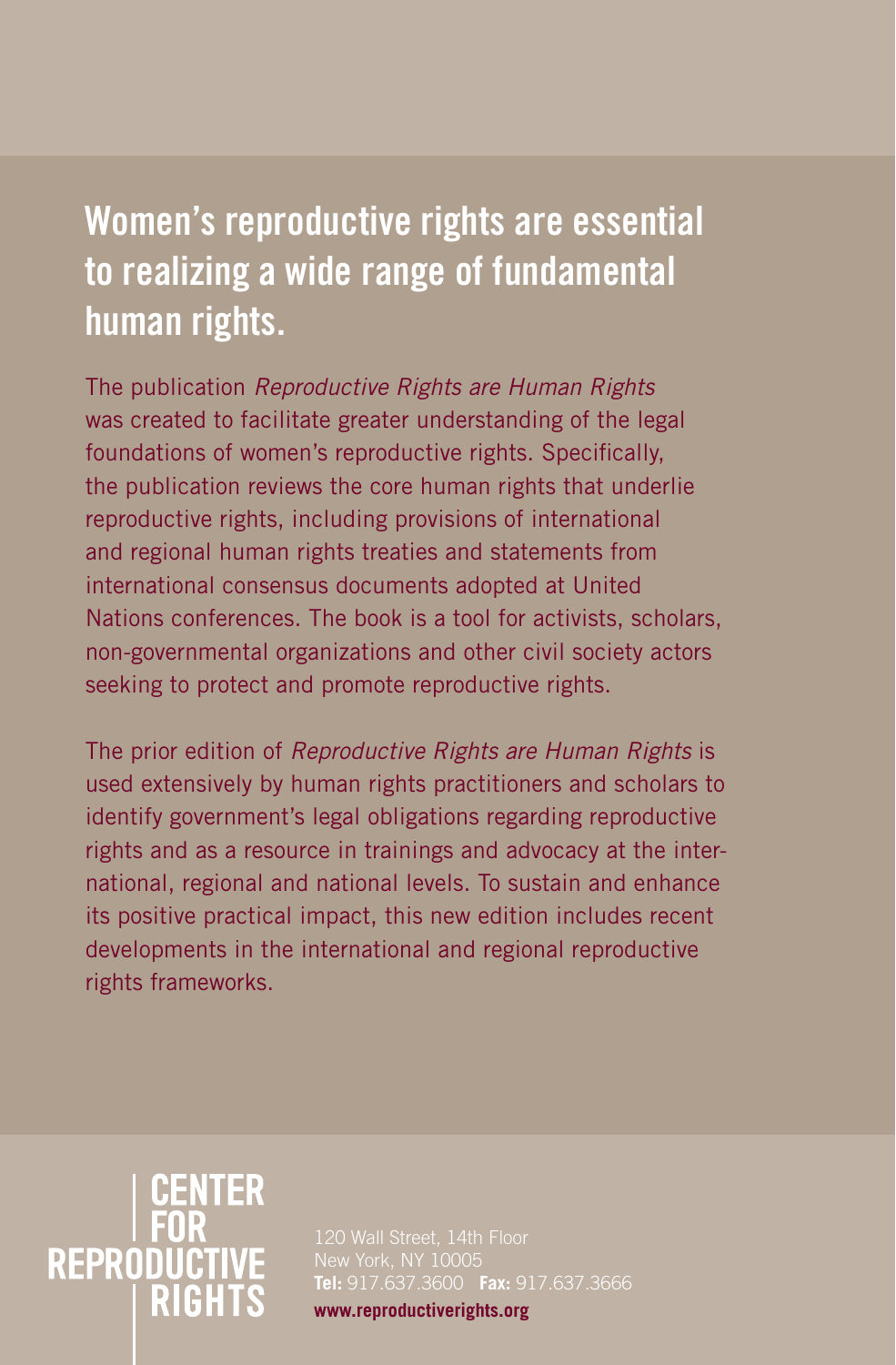## Women's reproductive rights are essential to realizing a wide range of fundamental human rights.

The publication *Reproductive Rights are Human Rights* was created to facilitate greater understanding of the legal foundations of women's reproductive rights. Specifically, the publication reviews the core human rights that underlie reproductive rights, including provisions of international and regional human rights treaties and statements from international consensus documents adopted at United Nations conferences. The book is a tool for activists, scholars, non-governmental organizations and other civil society actors seeking to protect and promote reproductive rights.

The prior edition of *Reproductive Rights are Human Rights* is used extensively by human rights practitioners and scholars to identify government's legal obligations regarding reproductive rights and as a resource in trainings and advocacy at the international, regional and national levels. To sustain and enhance its positive practical impact, this new edition includes recent developments in the international and regional reproductive rights frameworks.

CENTER FOR REPRODUCTIVE RIGHTS

120 Wall Street, 14th Floor
New York, NY 10005
**Tel:** 917.637.3600 **Fax:** 917.637.3666
**www.reproductiverights.org**